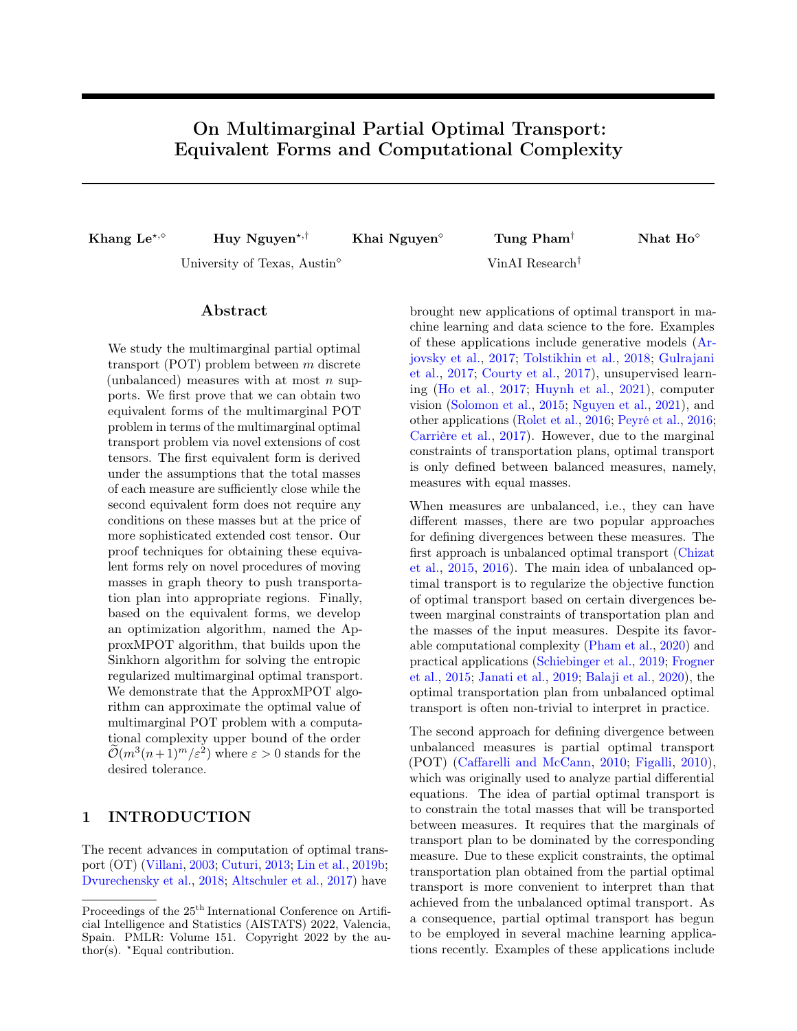# On Multimarginal Partial Optimal Transport: Equivalent Forms and Computational Complexity

**Khang Le**[⋆,◇] **Huy Nguyen**[⋆,†] **Khai Nguyen**[◇] **Tung Pham**[†] **Nhat Ho**[◇]

University of Texas, Austin[◇] VinAI Research[†]

## Abstract

We study the multimarginal partial optimal transport (POT) problem between $m$ discrete (unbalanced) measures with at most $n$ supports. We first prove that we can obtain two equivalent forms of the multimarginal POT problem in terms of the multimarginal optimal transport problem via novel extensions of cost tensors. The first equivalent form is derived under the assumptions that the total masses of each measure are sufficiently close while the second equivalent form does not require any conditions on these masses but at the price of more sophisticated extended cost tensor. Our proof techniques for obtaining these equivalent forms rely on novel procedures of moving masses in graph theory to push transportation plan into appropriate regions. Finally, based on the equivalent forms, we develop an optimization algorithm, named the ApproxMPOT algorithm, that builds upon the Sinkhorn algorithm for solving the entropic regularized multimarginal optimal transport. We demonstrate that the ApproxMPOT algorithm can approximate the optimal value of multimarginal POT problem with a computational complexity upper bound of the order $\widetilde{\mathcal{O}}(m^3(n+1)^m/\varepsilon^2)$ where $\varepsilon > 0$ stands for the desired tolerance.

## 1 INTRODUCTION

The recent advances in computation of optimal transport (OT) (Villani, 2003; Cuturi, 2013; Lin et al., 2019b; Dvurechensky et al., 2018; Altschuler et al., 2017) have brought new applications of optimal transport in machine learning and data science to the fore. Examples of these applications include generative models (Arjovsky et al., 2017; Tolstikhin et al., 2018; Gulrajani et al., 2017; Courty et al., 2017), unsupervised learning (Ho et al., 2017; Huynh et al., 2021), computer vision (Solomon et al., 2015; Nguyen et al., 2021), and other applications (Rolet et al., 2016; Peyré et al., 2016; Carrière et al., 2017). However, due to the marginal constraints of transportation plans, optimal transport is only defined between balanced measures, namely, measures with equal masses.

When measures are unbalanced, i.e., they can have different masses, there are two popular approaches for defining divergences between these measures. The first approach is unbalanced optimal transport (Chizat et al., 2015, 2016). The main idea of unbalanced optimal transport is to regularize the objective function of optimal transport based on certain divergences between marginal constraints of transportation plan and the masses of the input measures. Despite its favorable computational complexity (Pham et al., 2020) and practical applications (Schiebinger et al., 2019; Frogner et al., 2015; Janati et al., 2019; Balaji et al., 2020), the optimal transportation plan from unbalanced optimal transport is often non-trivial to interpret in practice.

The second approach for defining divergence between unbalanced measures is partial optimal transport (POT) (Caffarelli and McCann, 2010; Figalli, 2010), which was originally used to analyze partial differential equations. The idea of partial optimal transport is to constrain the total masses that will be transported between measures. It requires that the marginals of transport plan to be dominated by the corresponding measure. Due to these explicit constraints, the optimal transportation plan obtained from the partial optimal transport is more convenient to interpret than that achieved from the unbalanced optimal transport. As a consequence, partial optimal transport has begun to be employed in several machine learning applications recently. Examples of these applications include

Proceedings of the 25[th] International Conference on Artificial Intelligence and Statistics (AISTATS) 2022, Valencia, Spain. PMLR: Volume 151. Copyright 2022 by the author(s). [⋆]Equal contribution.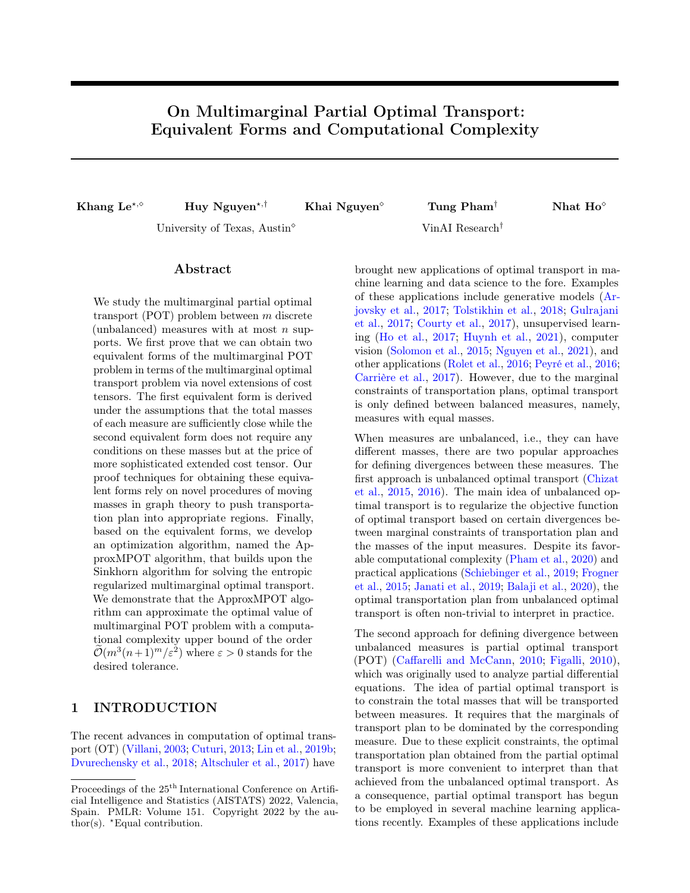# On Multimarginal Partial Optimal Transport: Equivalent Forms and Computational Complexity

**Khang Le**[⋆,⋄] **Huy Nguyen**[⋆,†] **Khai Nguyen**[⋄] **Tung Pham**[†] **Nhat Ho**[⋄]

University of Texas, Austin[⋄] VinAI Research[†]

## Abstract

We study the multimarginal partial optimal transport (POT) problem between $m$ discrete (unbalanced) measures with at most $n$ supports. We first prove that we can obtain two equivalent forms of the multimarginal POT problem in terms of the multimarginal optimal transport problem via novel extensions of cost tensors. The first equivalent form is derived under the assumptions that the total masses of each measure are sufficiently close while the second equivalent form does not require any conditions on these masses but at the price of more sophisticated extended cost tensor. Our proof techniques for obtaining these equivalent forms rely on novel procedures of moving masses in graph theory to push transportation plan into appropriate regions. Finally, based on the equivalent forms, we develop an optimization algorithm, named the ApproxMPOT algorithm, that builds upon the Sinkhorn algorithm for solving the entropic regularized multimarginal optimal transport. We demonstrate that the ApproxMPOT algorithm can approximate the optimal value of multimarginal POT problem with a computational complexity upper bound of the order $\widetilde{\mathcal{O}}(m^3(n+1)^m/\varepsilon^2)$ where $\varepsilon > 0$ stands for the desired tolerance.

## 1 INTRODUCTION

The recent advances in computation of optimal transport (OT) (Villani, 2003; Cuturi, 2013; Lin et al., 2019b; Dvurechensky et al., 2018; Altschuler et al., 2017) have brought new applications of optimal transport in machine learning and data science to the fore. Examples of these applications include generative models (Arjovsky et al., 2017; Tolstikhin et al., 2018; Gulrajani et al., 2017; Courty et al., 2017), unsupervised learning (Ho et al., 2017; Huynh et al., 2021), computer vision (Solomon et al., 2015; Nguyen et al., 2021), and other applications (Rolet et al., 2016; Peyré et al., 2016; Carrière et al., 2017). However, due to the marginal constraints of transportation plans, optimal transport is only defined between balanced measures, namely, measures with equal masses.

When measures are unbalanced, i.e., they can have different masses, there are two popular approaches for defining divergences between these measures. The first approach is unbalanced optimal transport (Chizat et al., 2015, 2016). The main idea of unbalanced optimal transport is to regularize the objective function of optimal transport based on certain divergences between marginal constraints of transportation plan and the masses of the input measures. Despite its favorable computational complexity (Pham et al., 2020) and practical applications (Schiebinger et al., 2019; Frogner et al., 2015; Janati et al., 2019; Balaji et al., 2020), the optimal transportation plan from unbalanced optimal transport is often non-trivial to interpret in practice.

The second approach for defining divergence between unbalanced measures is partial optimal transport (POT) (Caffarelli and McCann, 2010; Figalli, 2010), which was originally used to analyze partial differential equations. The idea of partial optimal transport is to constrain the total masses that will be transported between measures. It requires that the marginals of transport plan to be dominated by the corresponding measure. Due to these explicit constraints, the optimal transportation plan obtained from the partial optimal transport is more convenient to interpret than that achieved from the unbalanced optimal transport. As a consequence, partial optimal transport has begun to be employed in several machine learning applications recently. Examples of these applications include

Proceedings of the 25th International Conference on Artificial Intelligence and Statistics (AISTATS) 2022, Valencia, Spain. PMLR: Volume 151. Copyright 2022 by the author(s). ⋆Equal contribution.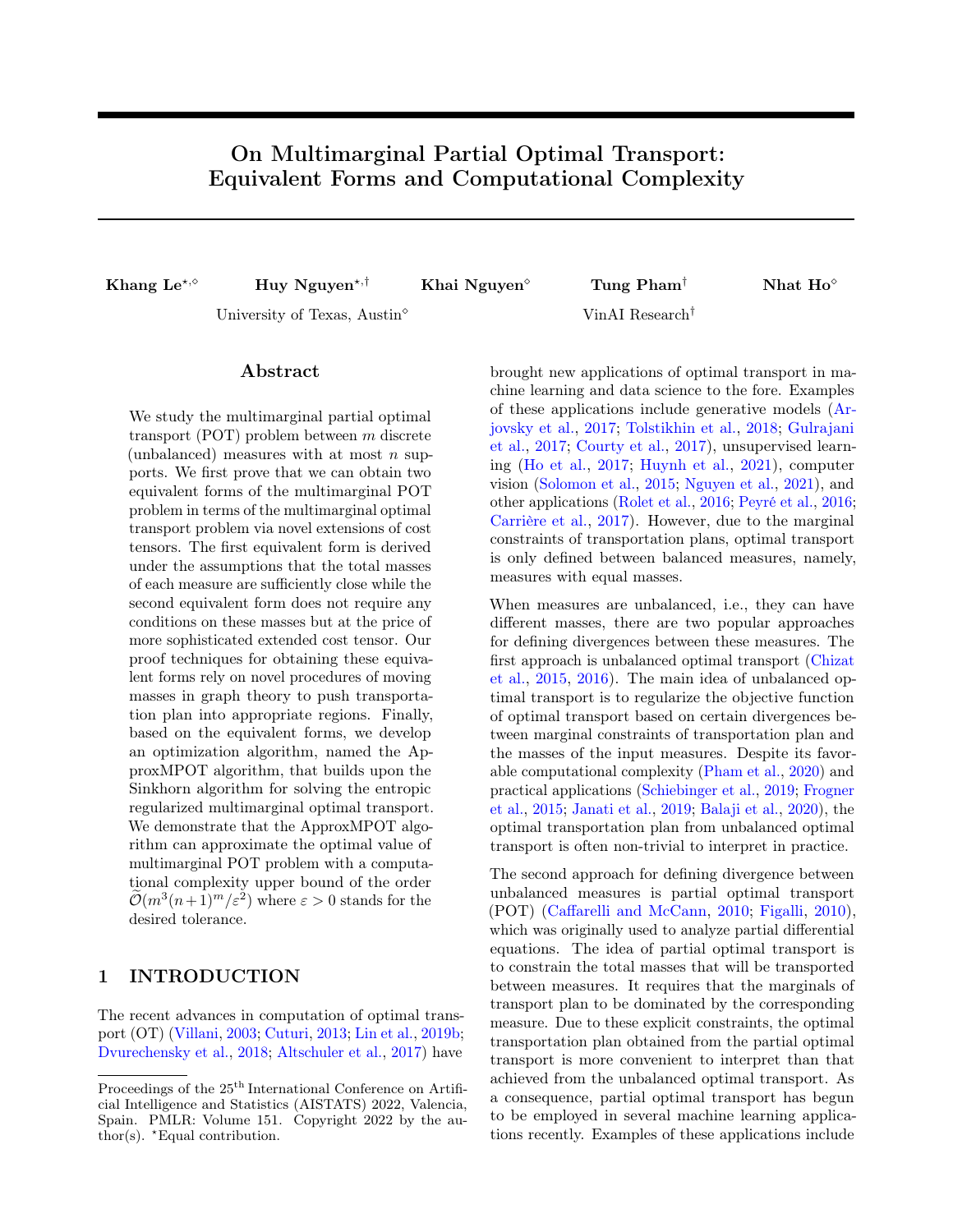# On Multimarginal Partial Optimal Transport: Equivalent Forms and Computational Complexity

**Khang Le**[⋆,⋄] **Huy Nguyen**[⋆,†] **Khai Nguyen**[⋄] **Tung Pham**[†] **Nhat Ho**[⋄]

University of Texas, Austin[⋄] VinAI Research[†]

## Abstract

We study the multimarginal partial optimal transport (POT) problem between $m$ discrete (unbalanced) measures with at most $n$ supports. We first prove that we can obtain two equivalent forms of the multimarginal POT problem in terms of the multimarginal optimal transport problem via novel extensions of cost tensors. The first equivalent form is derived under the assumptions that the total masses of each measure are sufficiently close while the second equivalent form does not require any conditions on these masses but at the price of more sophisticated extended cost tensor. Our proof techniques for obtaining these equivalent forms rely on novel procedures of moving masses in graph theory to push transportation plan into appropriate regions. Finally, based on the equivalent forms, we develop an optimization algorithm, named the ApproxMPOT algorithm, that builds upon the Sinkhorn algorithm for solving the entropic regularized multimarginal optimal transport. We demonstrate that the ApproxMPOT algorithm can approximate the optimal value of multimarginal POT problem with a computational complexity upper bound of the order $\widetilde{\mathcal{O}}(m^3(n+1)^m/\varepsilon^2)$ where $\varepsilon > 0$ stands for the desired tolerance.

## 1 INTRODUCTION

The recent advances in computation of optimal transport (OT) (Villani, 2003; Cuturi, 2013; Lin et al., 2019b; Dvurechensky et al., 2018; Altschuler et al., 2017) have brought new applications of optimal transport in machine learning and data science to the fore. Examples of these applications include generative models (Arjovsky et al., 2017; Tolstikhin et al., 2018; Gulrajani et al., 2017; Courty et al., 2017), unsupervised learning (Ho et al., 2017; Huynh et al., 2021), computer vision (Solomon et al., 2015; Nguyen et al., 2021), and other applications (Rolet et al., 2016; Peyré et al., 2016; Carrière et al., 2017). However, due to the marginal constraints of transportation plans, optimal transport is only defined between balanced measures, namely, measures with equal masses.

When measures are unbalanced, i.e., they can have different masses, there are two popular approaches for defining divergences between these measures. The first approach is unbalanced optimal transport (Chizat et al., 2015, 2016). The main idea of unbalanced optimal transport is to regularize the objective function of optimal transport based on certain divergences between marginal constraints of transportation plan and the masses of the input measures. Despite its favorable computational complexity (Pham et al., 2020) and practical applications (Schiebinger et al., 2019; Frogner et al., 2015; Janati et al., 2019; Balaji et al., 2020), the optimal transportation plan from unbalanced optimal transport is often non-trivial to interpret in practice.

The second approach for defining divergence between unbalanced measures is partial optimal transport (POT) (Caffarelli and McCann, 2010; Figalli, 2010), which was originally used to analyze partial differential equations. The idea of partial optimal transport is to constrain the total masses that will be transported between measures. It requires that the marginals of transport plan to be dominated by the corresponding measure. Due to these explicit constraints, the optimal transportation plan obtained from the partial optimal transport is more convenient to interpret than that achieved from the unbalanced optimal transport. As a consequence, partial optimal transport has begun to be employed in several machine learning applications recently. Examples of these applications include

Proceedings of the 25[th] International Conference on Artificial Intelligence and Statistics (AISTATS) 2022, Valencia, Spain. PMLR: Volume 151. Copyright 2022 by the author(s). [⋆]Equal contribution.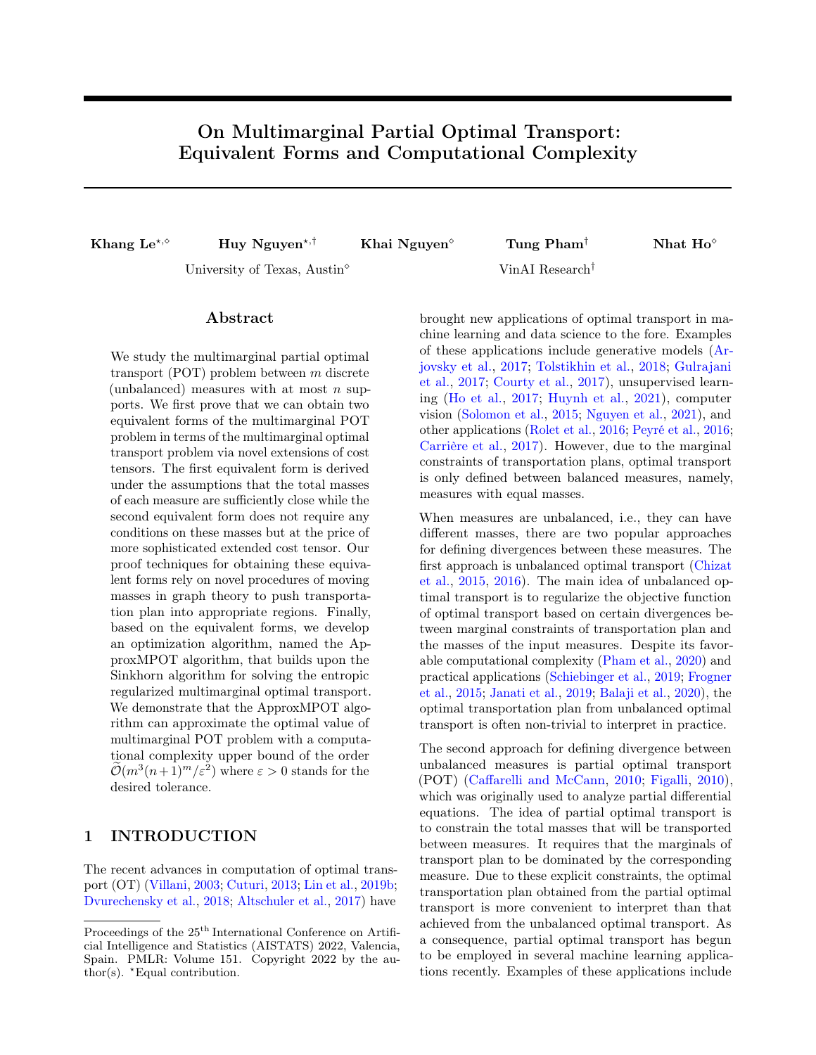# On Multimarginal Partial Optimal Transport: Equivalent Forms and Computational Complexity

**Khang Le**[⋆,⋄] **Huy Nguyen**[⋆,†] **Khai Nguyen**[⋄] **Tung Pham**[†] **Nhat Ho**[⋄]

University of Texas, Austin[⋄] VinAI Research[†]

## Abstract

We study the multimarginal partial optimal transport (POT) problem between $m$ discrete (unbalanced) measures with at most $n$ supports. We first prove that we can obtain two equivalent forms of the multimarginal POT problem in terms of the multimarginal optimal transport problem via novel extensions of cost tensors. The first equivalent form is derived under the assumptions that the total masses of each measure are sufficiently close while the second equivalent form does not require any conditions on these masses but at the price of more sophisticated extended cost tensor. Our proof techniques for obtaining these equivalent forms rely on novel procedures of moving masses in graph theory to push transportation plan into appropriate regions. Finally, based on the equivalent forms, we develop an optimization algorithm, named the ApproxMPOT algorithm, that builds upon the Sinkhorn algorithm for solving the entropic regularized multimarginal optimal transport. We demonstrate that the ApproxMPOT algorithm can approximate the optimal value of multimarginal POT problem with a computational complexity upper bound of the order $\widetilde{\mathcal{O}}(m^3(n+1)^m/\varepsilon^2)$ where $\varepsilon > 0$ stands for the desired tolerance.

## 1 INTRODUCTION

The recent advances in computation of optimal transport (OT) (Villani, 2003; Cuturi, 2013; Lin et al., 2019b; Dvurechensky et al., 2018; Altschuler et al., 2017) have brought new applications of optimal transport in machine learning and data science to the fore. Examples of these applications include generative models (Arjovsky et al., 2017; Tolstikhin et al., 2018; Gulrajani et al., 2017; Courty et al., 2017), unsupervised learning (Ho et al., 2017; Huynh et al., 2021), computer vision (Solomon et al., 2015; Nguyen et al., 2021), and other applications (Rolet et al., 2016; Peyré et al., 2016; Carrière et al., 2017). However, due to the marginal constraints of transportation plans, optimal transport is only defined between balanced measures, namely, measures with equal masses.

When measures are unbalanced, i.e., they can have different masses, there are two popular approaches for defining divergences between these measures. The first approach is unbalanced optimal transport (Chizat et al., 2015, 2016). The main idea of unbalanced optimal transport is to regularize the objective function of optimal transport based on certain divergences between marginal constraints of transportation plan and the masses of the input measures. Despite its favorable computational complexity (Pham et al., 2020) and practical applications (Schiebinger et al., 2019; Frogner et al., 2015; Janati et al., 2019; Balaji et al., 2020), the optimal transportation plan from unbalanced optimal transport is often non-trivial to interpret in practice.

The second approach for defining divergence between unbalanced measures is partial optimal transport (POT) (Caffarelli and McCann, 2010; Figalli, 2010), which was originally used to analyze partial differential equations. The idea of partial optimal transport is to constrain the total masses that will be transported between measures. It requires that the marginals of transport plan to be dominated by the corresponding measure. Due to these explicit constraints, the optimal transportation plan obtained from the partial optimal transport is more convenient to interpret than that achieved from the unbalanced optimal transport. As a consequence, partial optimal transport has begun to be employed in several machine learning applications recently. Examples of these applications include

---

Proceedings of the 25[th] International Conference on Artificial Intelligence and Statistics (AISTATS) 2022, Valencia, Spain. PMLR: Volume 151. Copyright 2022 by the author(s). [⋆]Equal contribution.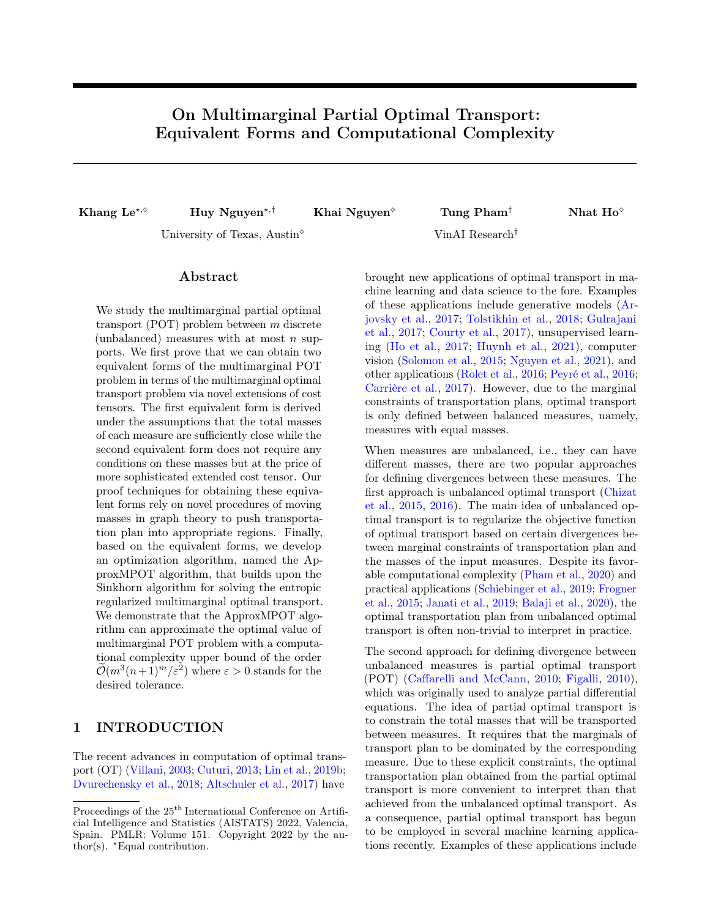# On Multimarginal Partial Optimal Transport: Equivalent Forms and Computational Complexity

**Khang Le**[⋆,⋄] **Huy Nguyen**[⋆,†] **Khai Nguyen**[⋄] **Tung Pham**[†] **Nhat Ho**[⋄]

University of Texas, Austin[⋄] VinAI Research[†]

## Abstract

We study the multimarginal partial optimal transport (POT) problem between $m$ discrete (unbalanced) measures with at most $n$ supports. We first prove that we can obtain two equivalent forms of the multimarginal POT problem in terms of the multimarginal optimal transport problem via novel extensions of cost tensors. The first equivalent form is derived under the assumptions that the total masses of each measure are sufficiently close while the second equivalent form does not require any conditions on these masses but at the price of more sophisticated extended cost tensor. Our proof techniques for obtaining these equivalent forms rely on novel procedures of moving masses in graph theory to push transportation plan into appropriate regions. Finally, based on the equivalent forms, we develop an optimization algorithm, named the ApproxMPOT algorithm, that builds upon the Sinkhorn algorithm for solving the entropic regularized multimarginal optimal transport. We demonstrate that the ApproxMPOT algorithm can approximate the optimal value of multimarginal POT problem with a computational complexity upper bound of the order $\widetilde{\mathcal{O}}(m^3(n+1)^m/\varepsilon^2)$ where $\varepsilon > 0$ stands for the desired tolerance.

## 1 INTRODUCTION

The recent advances in computation of optimal transport (OT) (Villani, 2003; Cuturi, 2013; Lin et al., 2019b; Dvurechensky et al., 2018; Altschuler et al., 2017) have brought new applications of optimal transport in machine learning and data science to the fore. Examples of these applications include generative models (Arjovsky et al., 2017; Tolstikhin et al., 2018; Gulrajani et al., 2017; Courty et al., 2017), unsupervised learning (Ho et al., 2017; Huynh et al., 2021), computer vision (Solomon et al., 2015; Nguyen et al., 2021), and other applications (Rolet et al., 2016; Peyré et al., 2016; Carrière et al., 2017). However, due to the marginal constraints of transportation plans, optimal transport is only defined between balanced measures, namely, measures with equal masses.

When measures are unbalanced, i.e., they can have different masses, there are two popular approaches for defining divergences between these measures. The first approach is unbalanced optimal transport (Chizat et al., 2015, 2016). The main idea of unbalanced optimal transport is to regularize the objective function of optimal transport based on certain divergences between marginal constraints of transportation plan and the masses of the input measures. Despite its favorable computational complexity (Pham et al., 2020) and practical applications (Schiebinger et al., 2019; Frogner et al., 2015; Janati et al., 2019; Balaji et al., 2020), the optimal transportation plan from unbalanced optimal transport is often non-trivial to interpret in practice.

The second approach for defining divergence between unbalanced measures is partial optimal transport (POT) (Caffarelli and McCann, 2010; Figalli, 2010), which was originally used to analyze partial differential equations. The idea of partial optimal transport is to constrain the total masses that will be transported between measures. It requires that the marginals of transport plan to be dominated by the corresponding measure. Due to these explicit constraints, the optimal transportation plan obtained from the partial optimal transport is more convenient to interpret than that achieved from the unbalanced optimal transport. As a consequence, partial optimal transport has begun to be employed in several machine learning applications recently. Examples of these applications include

Proceedings of the 25[th] International Conference on Artificial Intelligence and Statistics (AISTATS) 2022, Valencia, Spain. PMLR: Volume 151. Copyright 2022 by the author(s). [⋆]Equal contribution.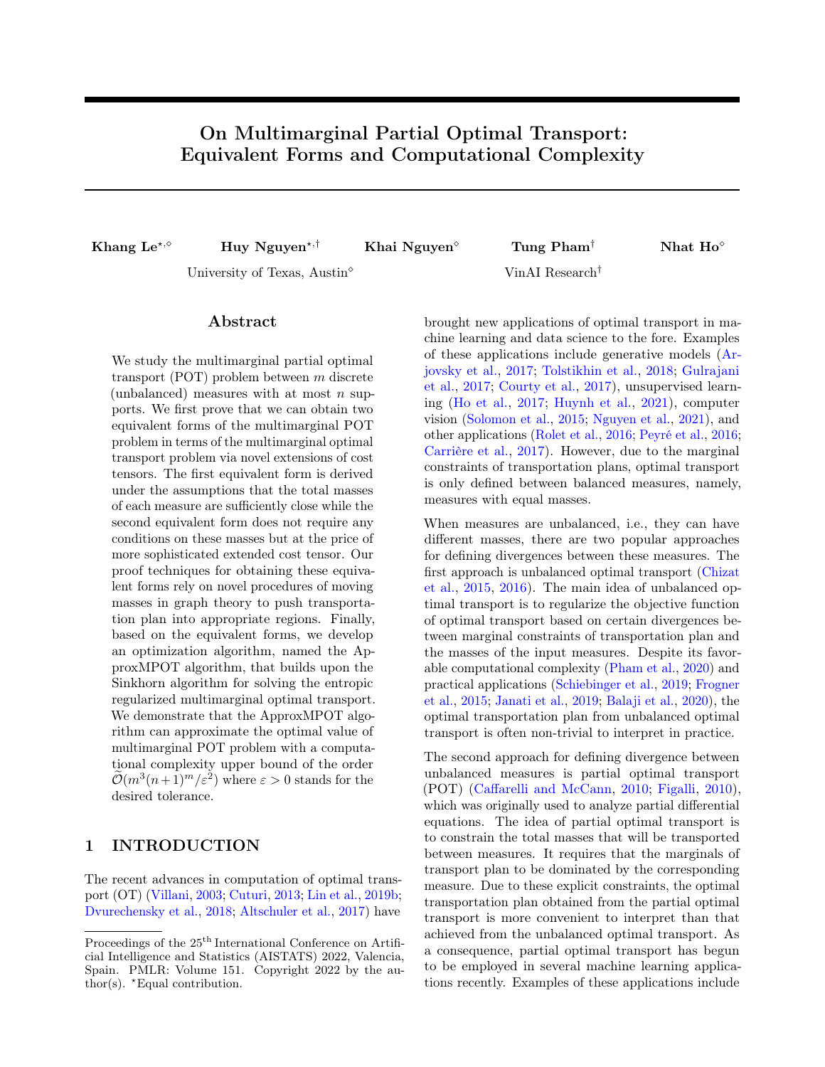# On Multimarginal Partial Optimal Transport: Equivalent Forms and Computational Complexity

**Khang Le**[⋆,⋄] **Huy Nguyen**[⋆,†] **Khai Nguyen**[⋄] **Tung Pham**[†] **Nhat Ho**[⋄]

University of Texas, Austin[⋄] VinAI Research[†]

## Abstract

We study the multimarginal partial optimal transport (POT) problem between $m$ discrete (unbalanced) measures with at most $n$ supports. We first prove that we can obtain two equivalent forms of the multimarginal POT problem in terms of the multimarginal optimal transport problem via novel extensions of cost tensors. The first equivalent form is derived under the assumptions that the total masses of each measure are sufficiently close while the second equivalent form does not require any conditions on these masses but at the price of more sophisticated extended cost tensor. Our proof techniques for obtaining these equivalent forms rely on novel procedures of moving masses in graph theory to push transportation plan into appropriate regions. Finally, based on the equivalent forms, we develop an optimization algorithm, named the ApproxMPOT algorithm, that builds upon the Sinkhorn algorithm for solving the entropic regularized multimarginal optimal transport. We demonstrate that the ApproxMPOT algorithm can approximate the optimal value of multimarginal POT problem with a computational complexity upper bound of the order $\widetilde{\mathcal{O}}(m^3(n+1)^m/\varepsilon^2)$ where $\varepsilon > 0$ stands for the desired tolerance.

## 1 INTRODUCTION

The recent advances in computation of optimal transport (OT) (Villani, 2003; Cuturi, 2013; Lin et al., 2019b; Dvurechensky et al., 2018; Altschuler et al., 2017) have brought new applications of optimal transport in machine learning and data science to the fore. Examples of these applications include generative models (Arjovsky et al., 2017; Tolstikhin et al., 2018; Gulrajani et al., 2017; Courty et al., 2017), unsupervised learning (Ho et al., 2017; Huynh et al., 2021), computer vision (Solomon et al., 2015; Nguyen et al., 2021), and other applications (Rolet et al., 2016; Peyré et al., 2016; Carrière et al., 2017). However, due to the marginal constraints of transportation plans, optimal transport is only defined between balanced measures, namely, measures with equal masses.

When measures are unbalanced, i.e., they can have different masses, there are two popular approaches for defining divergences between these measures. The first approach is unbalanced optimal transport (Chizat et al., 2015, 2016). The main idea of unbalanced optimal transport is to regularize the objective function of optimal transport based on certain divergences between marginal constraints of transportation plan and the masses of the input measures. Despite its favorable computational complexity (Pham et al., 2020) and practical applications (Schiebinger et al., 2019; Frogner et al., 2015; Janati et al., 2019; Balaji et al., 2020), the optimal transportation plan from unbalanced optimal transport is often non-trivial to interpret in practice.

The second approach for defining divergence between unbalanced measures is partial optimal transport (POT) (Caffarelli and McCann, 2010; Figalli, 2010), which was originally used to analyze partial differential equations. The idea of partial optimal transport is to constrain the total masses that will be transported between measures. It requires that the marginals of transport plan to be dominated by the corresponding measure. Due to these explicit constraints, the optimal transportation plan obtained from the partial optimal transport is more convenient to interpret than that achieved from the unbalanced optimal transport. As a consequence, partial optimal transport has begun to be employed in several machine learning applications recently. Examples of these applications include

---

Proceedings of the 25[th] International Conference on Artificial Intelligence and Statistics (AISTATS) 2022, Valencia, Spain. PMLR: Volume 151. Copyright 2022 by the author(s). [⋆]Equal contribution.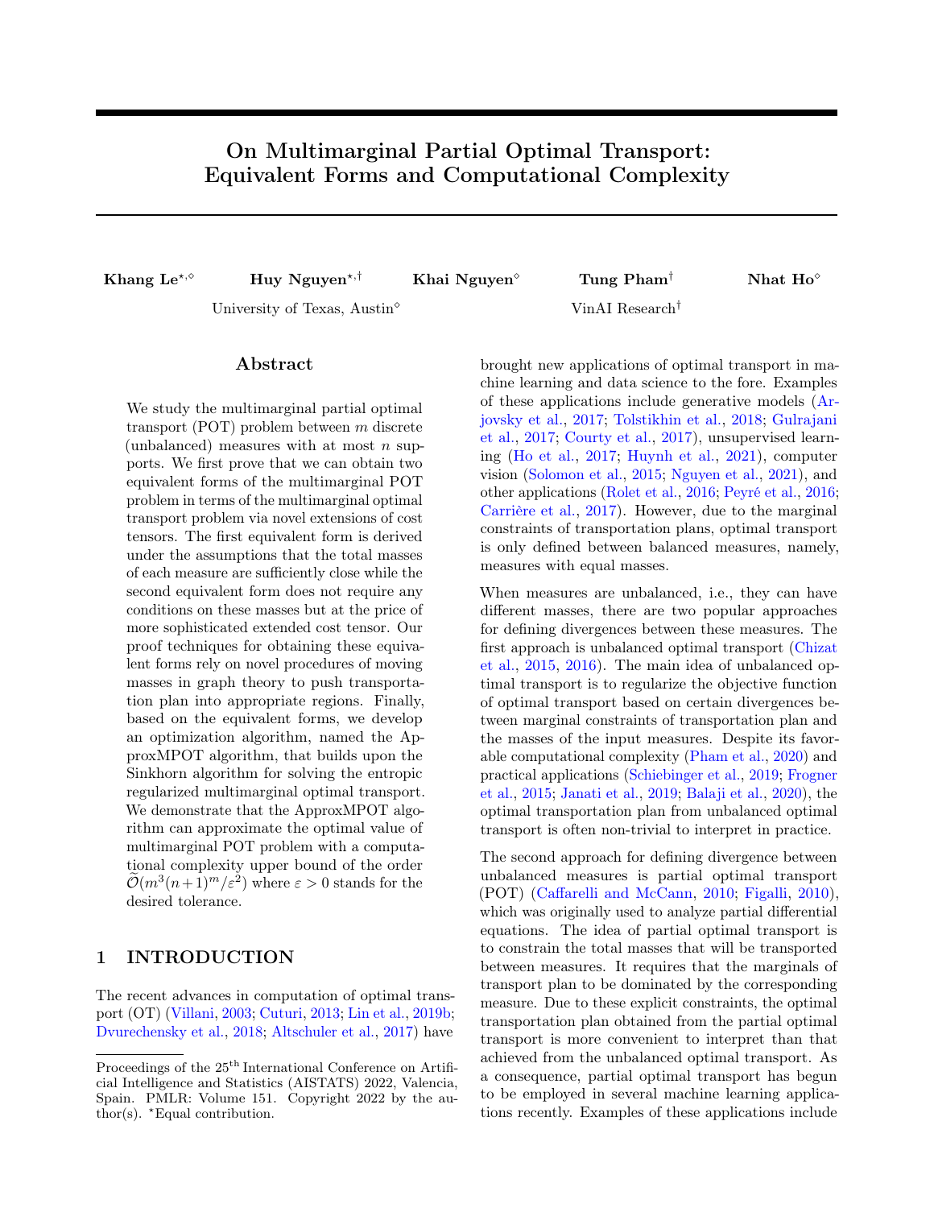# On Multimarginal Partial Optimal Transport: Equivalent Forms and Computational Complexity

**Khang Le**[⋆,⋄] **Huy Nguyen**[⋆,†] **Khai Nguyen**[⋄] **Tung Pham**[†] **Nhat Ho**[⋄]

University of Texas, Austin[⋄] VinAI Research[†]

## Abstract

We study the multimarginal partial optimal transport (POT) problem between $m$ discrete (unbalanced) measures with at most $n$ supports. We first prove that we can obtain two equivalent forms of the multimarginal POT problem in terms of the multimarginal optimal transport problem via novel extensions of cost tensors. The first equivalent form is derived under the assumptions that the total masses of each measure are sufficiently close while the second equivalent form does not require any conditions on these masses but at the price of more sophisticated extended cost tensor. Our proof techniques for obtaining these equivalent forms rely on novel procedures of moving masses in graph theory to push transportation plan into appropriate regions. Finally, based on the equivalent forms, we develop an optimization algorithm, named the ApproxMPOT algorithm, that builds upon the Sinkhorn algorithm for solving the entropic regularized multimarginal optimal transport. We demonstrate that the ApproxMPOT algorithm can approximate the optimal value of multimarginal POT problem with a computational complexity upper bound of the order $\widetilde{\mathcal{O}}(m^3(n+1)^m/\varepsilon^2)$ where $\varepsilon > 0$ stands for the desired tolerance.

## 1 INTRODUCTION

The recent advances in computation of optimal transport (OT) (Villani, 2003; Cuturi, 2013; Lin et al., 2019b; Dvurechensky et al., 2018; Altschuler et al., 2017) have brought new applications of optimal transport in machine learning and data science to the fore. Examples of these applications include generative models (Arjovsky et al., 2017; Tolstikhin et al., 2018; Gulrajani et al., 2017; Courty et al., 2017), unsupervised learning (Ho et al., 2017; Huynh et al., 2021), computer vision (Solomon et al., 2015; Nguyen et al., 2021), and other applications (Rolet et al., 2016; Peyré et al., 2016; Carrière et al., 2017). However, due to the marginal constraints of transportation plans, optimal transport is only defined between balanced measures, namely, measures with equal masses.

When measures are unbalanced, i.e., they can have different masses, there are two popular approaches for defining divergences between these measures. The first approach is unbalanced optimal transport (Chizat et al., 2015, 2016). The main idea of unbalanced optimal transport is to regularize the objective function of optimal transport based on certain divergences between marginal constraints of transportation plan and the masses of the input measures. Despite its favorable computational complexity (Pham et al., 2020) and practical applications (Schiebinger et al., 2019; Frogner et al., 2015; Janati et al., 2019; Balaji et al., 2020), the optimal transportation plan from unbalanced optimal transport is often non-trivial to interpret in practice.

The second approach for defining divergence between unbalanced measures is partial optimal transport (POT) (Caffarelli and McCann, 2010; Figalli, 2010), which was originally used to analyze partial differential equations. The idea of partial optimal transport is to constrain the total masses that will be transported between measures. It requires that the marginals of transport plan to be dominated by the corresponding measure. Due to these explicit constraints, the optimal transportation plan obtained from the partial optimal transport is more convenient to interpret than that achieved from the unbalanced optimal transport. As a consequence, partial optimal transport has begun to be employed in several machine learning applications recently. Examples of these applications include

Proceedings of the 25[th] International Conference on Artificial Intelligence and Statistics (AISTATS) 2022, Valencia, Spain. PMLR: Volume 151. Copyright 2022 by the author(s). ⋆Equal contribution.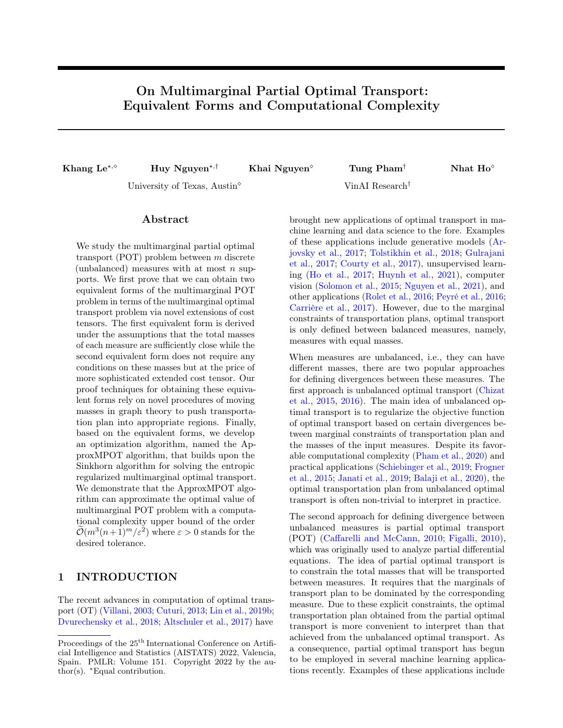# On Multimarginal Partial Optimal Transport: Equivalent Forms and Computational Complexity

**Khang Le**[⋆,⋄] **Huy Nguyen**[⋆,†] **Khai Nguyen**[⋄] **Tung Pham**[†] **Nhat Ho**[⋄]

University of Texas, Austin[⋄] VinAI Research[†]

## Abstract

We study the multimarginal partial optimal transport (POT) problem between $m$ discrete (unbalanced) measures with at most $n$ supports. We first prove that we can obtain two equivalent forms of the multimarginal POT problem in terms of the multimarginal optimal transport problem via novel extensions of cost tensors. The first equivalent form is derived under the assumptions that the total masses of each measure are sufficiently close while the second equivalent form does not require any conditions on these masses but at the price of more sophisticated extended cost tensor. Our proof techniques for obtaining these equivalent forms rely on novel procedures of moving masses in graph theory to push transportation plan into appropriate regions. Finally, based on the equivalent forms, we develop an optimization algorithm, named the ApproxMPOT algorithm, that builds upon the Sinkhorn algorithm for solving the entropic regularized multimarginal optimal transport. We demonstrate that the ApproxMPOT algorithm can approximate the optimal value of multimarginal POT problem with a computational complexity upper bound of the order $\widetilde{\mathcal{O}}(m^3(n+1)^m/\varepsilon^2)$ where $\varepsilon > 0$ stands for the desired tolerance.

## 1 INTRODUCTION

The recent advances in computation of optimal transport (OT) (Villani, 2003; Cuturi, 2013; Lin et al., 2019b; Dvurechensky et al., 2018; Altschuler et al., 2017) have brought new applications of optimal transport in machine learning and data science to the fore. Examples of these applications include generative models (Arjovsky et al., 2017; Tolstikhin et al., 2018; Gulrajani et al., 2017; Courty et al., 2017), unsupervised learning (Ho et al., 2017; Huynh et al., 2021), computer vision (Solomon et al., 2015; Nguyen et al., 2021), and other applications (Rolet et al., 2016; Peyré et al., 2016; Carrière et al., 2017). However, due to the marginal constraints of transportation plans, optimal transport is only defined between balanced measures, namely, measures with equal masses.

When measures are unbalanced, i.e., they can have different masses, there are two popular approaches for defining divergences between these measures. The first approach is unbalanced optimal transport (Chizat et al., 2015, 2016). The main idea of unbalanced optimal transport is to regularize the objective function of optimal transport based on certain divergences between marginal constraints of transportation plan and the masses of the input measures. Despite its favorable computational complexity (Pham et al., 2020) and practical applications (Schiebinger et al., 2019; Frogner et al., 2015; Janati et al., 2019; Balaji et al., 2020), the optimal transportation plan from unbalanced optimal transport is often non-trivial to interpret in practice.

The second approach for defining divergence between unbalanced measures is partial optimal transport (POT) (Caffarelli and McCann, 2010; Figalli, 2010), which was originally used to analyze partial differential equations. The idea of partial optimal transport is to constrain the total masses that will be transported between measures. It requires that the marginals of transport plan to be dominated by the corresponding measure. Due to these explicit constraints, the optimal transportation plan obtained from the partial optimal transport is more convenient to interpret than that achieved from the unbalanced optimal transport. As a consequence, partial optimal transport has begun to be employed in several machine learning applications recently. Examples of these applications include

Proceedings of the 25[th] International Conference on Artificial Intelligence and Statistics (AISTATS) 2022, Valencia, Spain. PMLR: Volume 151. Copyright 2022 by the author(s). [⋆]Equal contribution.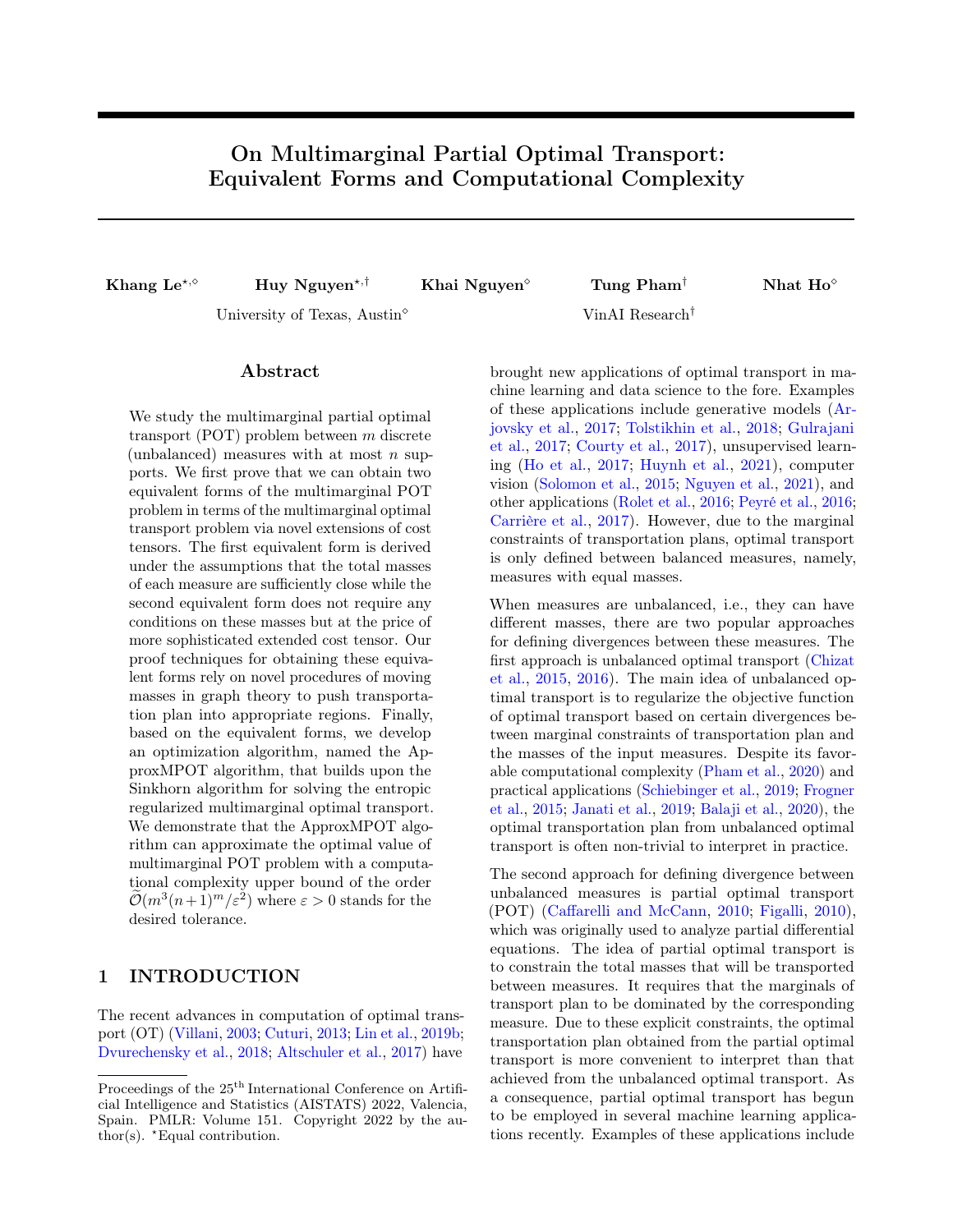# On Multimarginal Partial Optimal Transport: Equivalent Forms and Computational Complexity

**Khang Le**[⋆,⋄] **Huy Nguyen**[⋆,†] **Khai Nguyen**[⋄] **Tung Pham**[†] **Nhat Ho**[⋄]

University of Texas, Austin[⋄] VinAI Research[†]

## Abstract

We study the multimarginal partial optimal transport (POT) problem between $m$ discrete (unbalanced) measures with at most $n$ supports. We first prove that we can obtain two equivalent forms of the multimarginal POT problem in terms of the multimarginal optimal transport problem via novel extensions of cost tensors. The first equivalent form is derived under the assumptions that the total masses of each measure are sufficiently close while the second equivalent form does not require any conditions on these masses but at the price of more sophisticated extended cost tensor. Our proof techniques for obtaining these equivalent forms rely on novel procedures of moving masses in graph theory to push transportation plan into appropriate regions. Finally, based on the equivalent forms, we develop an optimization algorithm, named the ApproxMPOT algorithm, that builds upon the Sinkhorn algorithm for solving the entropic regularized multimarginal optimal transport. We demonstrate that the ApproxMPOT algorithm can approximate the optimal value of multimarginal POT problem with a computational complexity upper bound of the order $\widetilde{\mathcal{O}}(m^3(n+1)^m/\varepsilon^2)$ where $\varepsilon > 0$ stands for the desired tolerance.

## 1 INTRODUCTION

The recent advances in computation of optimal transport (OT) (Villani, 2003; Cuturi, 2013; Lin et al., 2019b; Dvurechensky et al., 2018; Altschuler et al., 2017) have brought new applications of optimal transport in machine learning and data science to the fore. Examples of these applications include generative models (Arjovsky et al., 2017; Tolstikhin et al., 2018; Gulrajani et al., 2017; Courty et al., 2017), unsupervised learning (Ho et al., 2017; Huynh et al., 2021), computer vision (Solomon et al., 2015; Nguyen et al., 2021), and other applications (Rolet et al., 2016; Peyré et al., 2016; Carrière et al., 2017). However, due to the marginal constraints of transportation plans, optimal transport is only defined between balanced measures, namely, measures with equal masses.

When measures are unbalanced, i.e., they can have different masses, there are two popular approaches for defining divergences between these measures. The first approach is unbalanced optimal transport (Chizat et al., 2015, 2016). The main idea of unbalanced optimal transport is to regularize the objective function of optimal transport based on certain divergences between marginal constraints of transportation plan and the masses of the input measures. Despite its favorable computational complexity (Pham et al., 2020) and practical applications (Schiebinger et al., 2019; Frogner et al., 2015; Janati et al., 2019; Balaji et al., 2020), the optimal transportation plan from unbalanced optimal transport is often non-trivial to interpret in practice.

The second approach for defining divergence between unbalanced measures is partial optimal transport (POT) (Caffarelli and McCann, 2010; Figalli, 2010), which was originally used to analyze partial differential equations. The idea of partial optimal transport is to constrain the total masses that will be transported between measures. It requires that the marginals of transport plan to be dominated by the corresponding measure. Due to these explicit constraints, the optimal transportation plan obtained from the partial optimal transport is more convenient to interpret than that achieved from the unbalanced optimal transport. As a consequence, partial optimal transport has begun to be employed in several machine learning applications recently. Examples of these applications include

Proceedings of the 25[th] International Conference on Artificial Intelligence and Statistics (AISTATS) 2022, Valencia, Spain. PMLR: Volume 151. Copyright 2022 by the author(s). ⋆Equal contribution.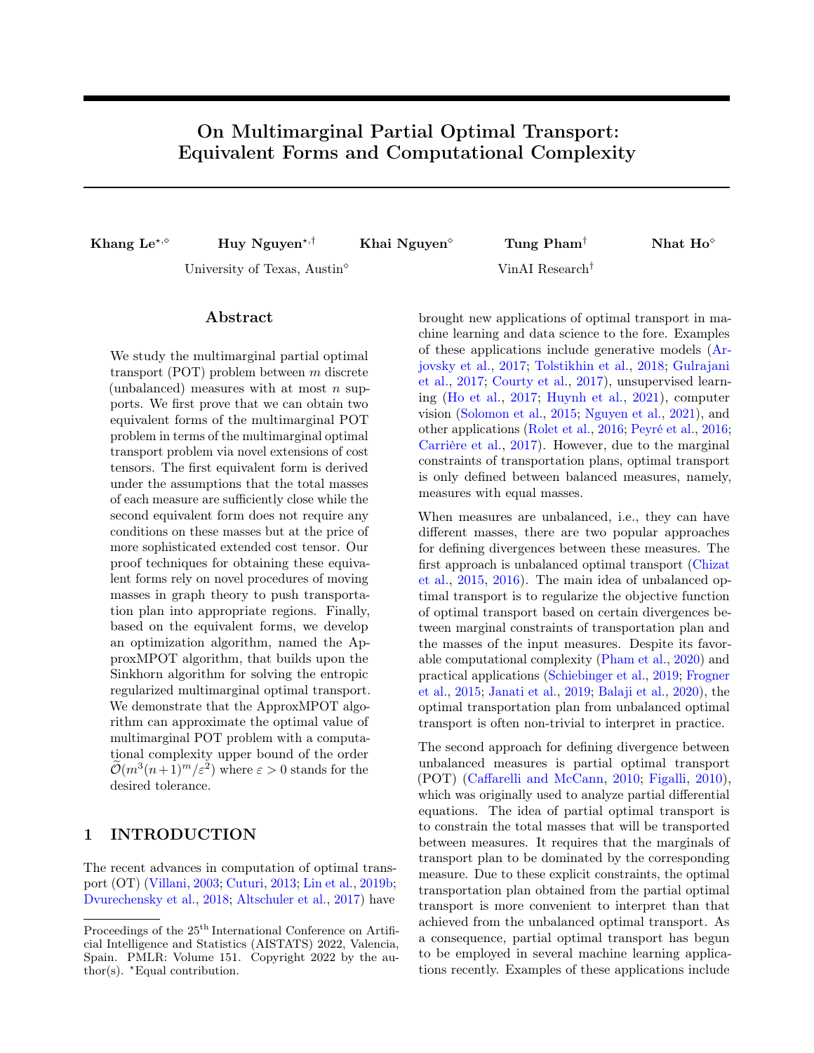# On Multimarginal Partial Optimal Transport: Equivalent Forms and Computational Complexity

**Khang Le**[⋆,⋄] **Huy Nguyen**[⋆,†] **Khai Nguyen**[⋄] **Tung Pham**[†] **Nhat Ho**[⋄]

University of Texas, Austin[⋄] VinAI Research[†]

## Abstract

We study the multimarginal partial optimal transport (POT) problem between $m$ discrete (unbalanced) measures with at most $n$ supports. We first prove that we can obtain two equivalent forms of the multimarginal POT problem in terms of the multimarginal optimal transport problem via novel extensions of cost tensors. The first equivalent form is derived under the assumptions that the total masses of each measure are sufficiently close while the second equivalent form does not require any conditions on these masses but at the price of more sophisticated extended cost tensor. Our proof techniques for obtaining these equivalent forms rely on novel procedures of moving masses in graph theory to push transportation plan into appropriate regions. Finally, based on the equivalent forms, we develop an optimization algorithm, named the ApproxMPOT algorithm, that builds upon the Sinkhorn algorithm for solving the entropic regularized multimarginal optimal transport. We demonstrate that the ApproxMPOT algorithm can approximate the optimal value of multimarginal POT problem with a computational complexity upper bound of the order $\widetilde{\mathcal{O}}(m^3(n+1)^m/\varepsilon^2)$ where $\varepsilon > 0$ stands for the desired tolerance.

## 1 INTRODUCTION

The recent advances in computation of optimal transport (OT) (Villani, 2003; Cuturi, 2013; Lin et al., 2019b; Dvurechensky et al., 2018; Altschuler et al., 2017) have brought new applications of optimal transport in machine learning and data science to the fore. Examples of these applications include generative models (Arjovsky et al., 2017; Tolstikhin et al., 2018; Gulrajani et al., 2017; Courty et al., 2017), unsupervised learning (Ho et al., 2017; Huynh et al., 2021), computer vision (Solomon et al., 2015; Nguyen et al., 2021), and other applications (Rolet et al., 2016; Peyré et al., 2016; Carrière et al., 2017). However, due to the marginal constraints of transportation plans, optimal transport is only defined between balanced measures, namely, measures with equal masses.

When measures are unbalanced, i.e., they can have different masses, there are two popular approaches for defining divergences between these measures. The first approach is unbalanced optimal transport (Chizat et al., 2015, 2016). The main idea of unbalanced optimal transport is to regularize the objective function of optimal transport based on certain divergences between marginal constraints of transportation plan and the masses of the input measures. Despite its favorable computational complexity (Pham et al., 2020) and practical applications (Schiebinger et al., 2019; Frogner et al., 2015; Janati et al., 2019; Balaji et al., 2020), the optimal transportation plan from unbalanced optimal transport is often non-trivial to interpret in practice.

The second approach for defining divergence between unbalanced measures is partial optimal transport (POT) (Caffarelli and McCann, 2010; Figalli, 2010), which was originally used to analyze partial differential equations. The idea of partial optimal transport is to constrain the total masses that will be transported between measures. It requires that the marginals of transport plan to be dominated by the corresponding measure. Due to these explicit constraints, the optimal transportation plan obtained from the partial optimal transport is more convenient to interpret than that achieved from the unbalanced optimal transport. As a consequence, partial optimal transport has begun to be employed in several machine learning applications recently. Examples of these applications include

Proceedings of the 25[th] International Conference on Artificial Intelligence and Statistics (AISTATS) 2022, Valencia, Spain. PMLR: Volume 151. Copyright 2022 by the author(s). ⋆Equal contribution.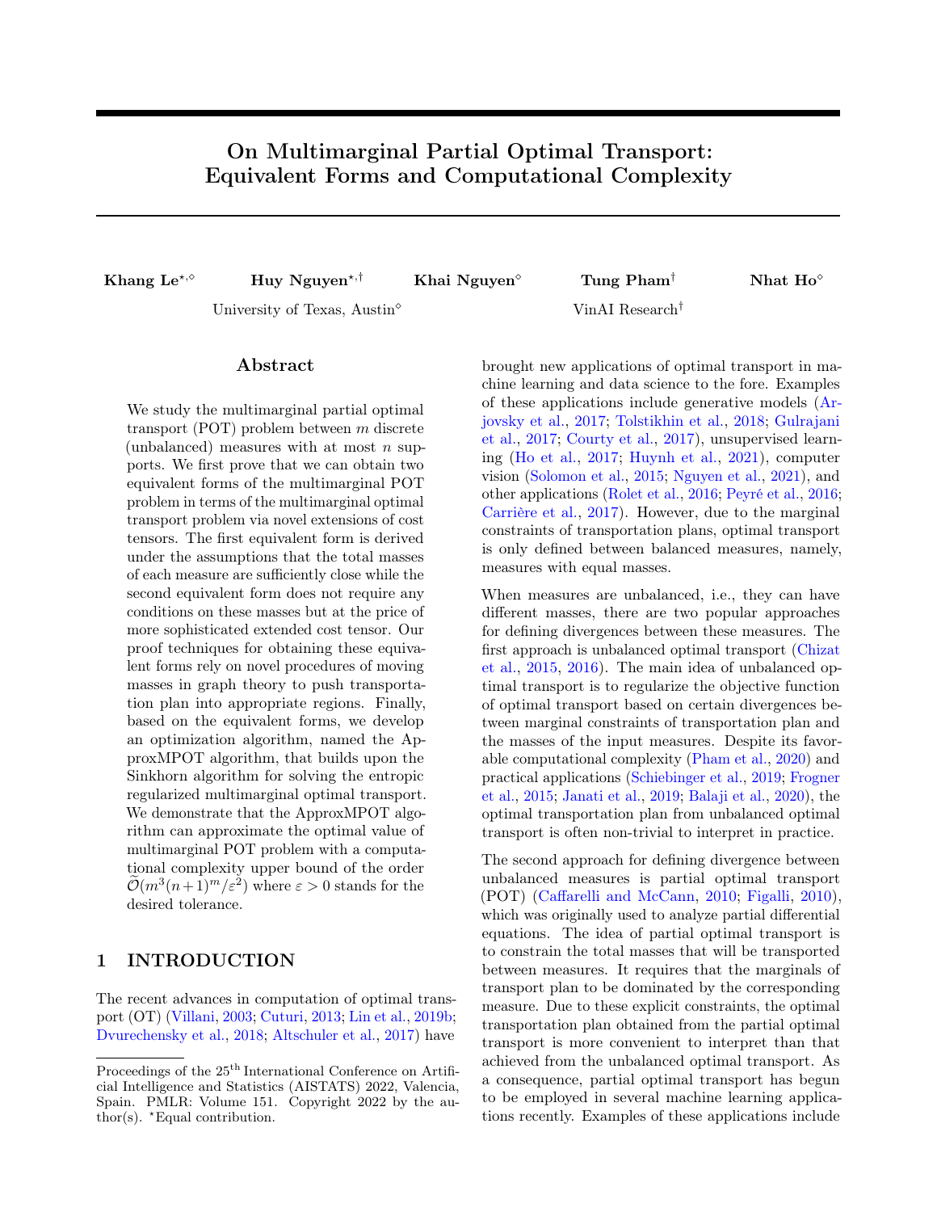# On Multimarginal Partial Optimal Transport: Equivalent Forms and Computational Complexity

**Khang Le**[⋆,⋄] **Huy Nguyen**[⋆,†] **Khai Nguyen**[⋄] **Tung Pham**[†] **Nhat Ho**[⋄]

University of Texas, Austin[⋄] VinAI Research[†]

## Abstract

We study the multimarginal partial optimal transport (POT) problem between $m$ discrete (unbalanced) measures with at most $n$ supports. We first prove that we can obtain two equivalent forms of the multimarginal POT problem in terms of the multimarginal optimal transport problem via novel extensions of cost tensors. The first equivalent form is derived under the assumptions that the total masses of each measure are sufficiently close while the second equivalent form does not require any conditions on these masses but at the price of more sophisticated extended cost tensor. Our proof techniques for obtaining these equivalent forms rely on novel procedures of moving masses in graph theory to push transportation plan into appropriate regions. Finally, based on the equivalent forms, we develop an optimization algorithm, named the ApproxMPOT algorithm, that builds upon the Sinkhorn algorithm for solving the entropic regularized multimarginal optimal transport. We demonstrate that the ApproxMPOT algorithm can approximate the optimal value of multimarginal POT problem with a computational complexity upper bound of the order $\widetilde{\mathcal{O}}(m^3(n+1)^m/\varepsilon^2)$ where $\varepsilon > 0$ stands for the desired tolerance.

## 1 INTRODUCTION

The recent advances in computation of optimal transport (OT) (Villani, 2003; Cuturi, 2013; Lin et al., 2019b; Dvurechensky et al., 2018; Altschuler et al., 2017) have brought new applications of optimal transport in machine learning and data science to the fore. Examples of these applications include generative models (Arjovsky et al., 2017; Tolstikhin et al., 2018; Gulrajani et al., 2017; Courty et al., 2017), unsupervised learning (Ho et al., 2017; Huynh et al., 2021), computer vision (Solomon et al., 2015; Nguyen et al., 2021), and other applications (Rolet et al., 2016; Peyré et al., 2016; Carrière et al., 2017). However, due to the marginal constraints of transportation plans, optimal transport is only defined between balanced measures, namely, measures with equal masses.

When measures are unbalanced, i.e., they can have different masses, there are two popular approaches for defining divergences between these measures. The first approach is unbalanced optimal transport (Chizat et al., 2015, 2016). The main idea of unbalanced optimal transport is to regularize the objective function of optimal transport based on certain divergences between marginal constraints of transportation plan and the masses of the input measures. Despite its favorable computational complexity (Pham et al., 2020) and practical applications (Schiebinger et al., 2019; Frogner et al., 2015; Janati et al., 2019; Balaji et al., 2020), the optimal transportation plan from unbalanced optimal transport is often non-trivial to interpret in practice.

The second approach for defining divergence between unbalanced measures is partial optimal transport (POT) (Caffarelli and McCann, 2010; Figalli, 2010), which was originally used to analyze partial differential equations. The idea of partial optimal transport is to constrain the total masses that will be transported between measures. It requires that the marginals of transport plan to be dominated by the corresponding measure. Due to these explicit constraints, the optimal transportation plan obtained from the partial optimal transport is more convenient to interpret than that achieved from the unbalanced optimal transport. As a consequence, partial optimal transport has begun to be employed in several machine learning applications recently. Examples of these applications include

Proceedings of the 25[th] International Conference on Artificial Intelligence and Statistics (AISTATS) 2022, Valencia, Spain. PMLR: Volume 151. Copyright 2022 by the author(s). ⋆Equal contribution.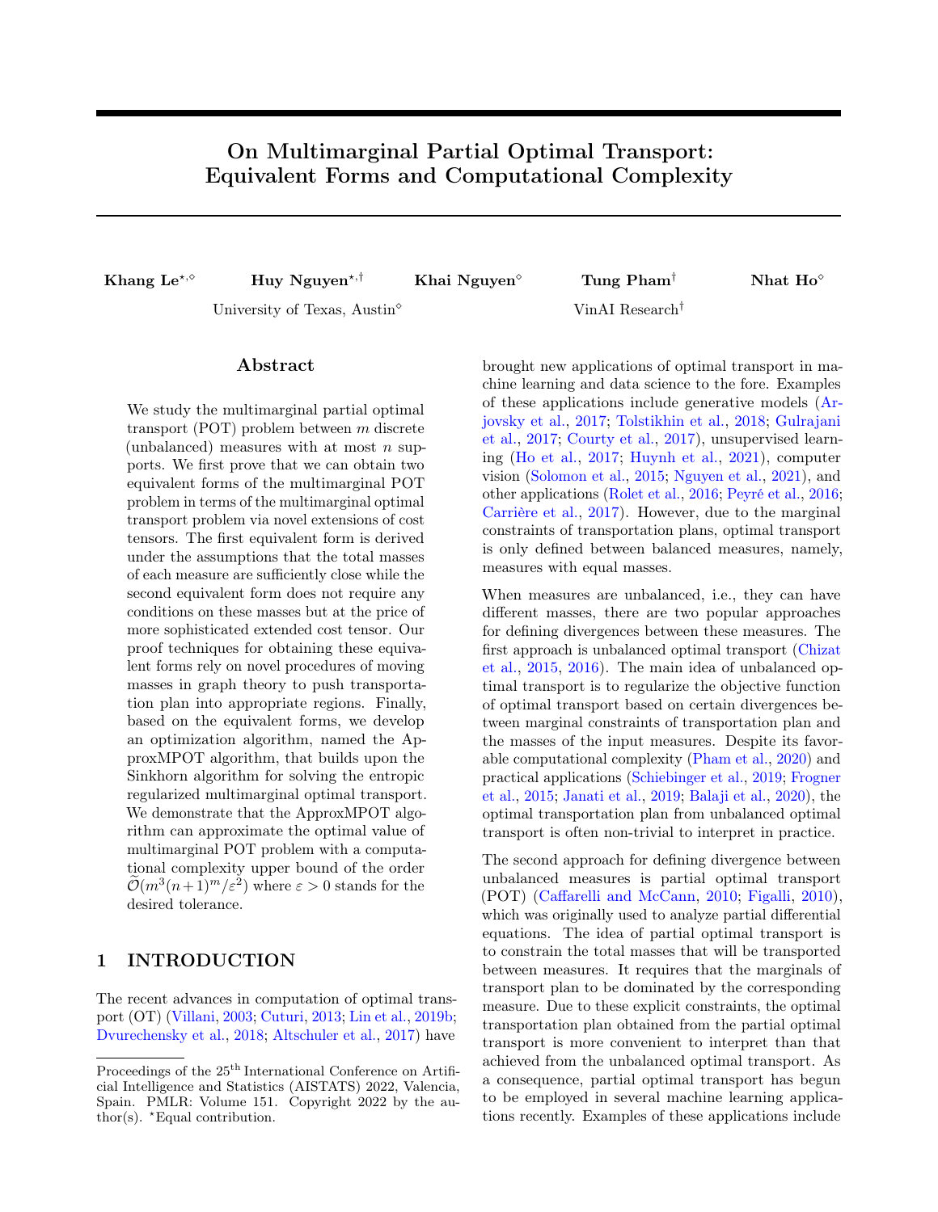# On Multimarginal Partial Optimal Transport: Equivalent Forms and Computational Complexity

**Khang Le**[⋆,⋄] **Huy Nguyen**[⋆,†] **Khai Nguyen**[⋄] **Tung Pham**[†] **Nhat Ho**[⋄]

University of Texas, Austin[⋄] VinAI Research[†]

## Abstract

We study the multimarginal partial optimal transport (POT) problem between $m$ discrete (unbalanced) measures with at most $n$ supports. We first prove that we can obtain two equivalent forms of the multimarginal POT problem in terms of the multimarginal optimal transport problem via novel extensions of cost tensors. The first equivalent form is derived under the assumptions that the total masses of each measure are sufficiently close while the second equivalent form does not require any conditions on these masses but at the price of more sophisticated extended cost tensor. Our proof techniques for obtaining these equivalent forms rely on novel procedures of moving masses in graph theory to push transportation plan into appropriate regions. Finally, based on the equivalent forms, we develop an optimization algorithm, named the ApproxMPOT algorithm, that builds upon the Sinkhorn algorithm for solving the entropic regularized multimarginal optimal transport. We demonstrate that the ApproxMPOT algorithm can approximate the optimal value of multimarginal POT problem with a computational complexity upper bound of the order $\widetilde{\mathcal{O}}(m^3(n+1)^m/\varepsilon^2)$ where $\varepsilon > 0$ stands for the desired tolerance.

## 1 INTRODUCTION

The recent advances in computation of optimal transport (OT) (Villani, 2003; Cuturi, 2013; Lin et al., 2019b; Dvurechensky et al., 2018; Altschuler et al., 2017) have brought new applications of optimal transport in machine learning and data science to the fore. Examples of these applications include generative models (Arjovsky et al., 2017; Tolstikhin et al., 2018; Gulrajani et al., 2017; Courty et al., 2017), unsupervised learning (Ho et al., 2017; Huynh et al., 2021), computer vision (Solomon et al., 2015; Nguyen et al., 2021), and other applications (Rolet et al., 2016; Peyré et al., 2016; Carrière et al., 2017). However, due to the marginal constraints of transportation plans, optimal transport is only defined between balanced measures, namely, measures with equal masses.

When measures are unbalanced, i.e., they can have different masses, there are two popular approaches for defining divergences between these measures. The first approach is unbalanced optimal transport (Chizat et al., 2015, 2016). The main idea of unbalanced optimal transport is to regularize the objective function of optimal transport based on certain divergences between marginal constraints of transportation plan and the masses of the input measures. Despite its favorable computational complexity (Pham et al., 2020) and practical applications (Schiebinger et al., 2019; Frogner et al., 2015; Janati et al., 2019; Balaji et al., 2020), the optimal transportation plan from unbalanced optimal transport is often non-trivial to interpret in practice.

The second approach for defining divergence between unbalanced measures is partial optimal transport (POT) (Caffarelli and McCann, 2010; Figalli, 2010), which was originally used to analyze partial differential equations. The idea of partial optimal transport is to constrain the total masses that will be transported between measures. It requires that the marginals of transport plan to be dominated by the corresponding measure. Due to these explicit constraints, the optimal transportation plan obtained from the partial optimal transport is more convenient to interpret than that achieved from the unbalanced optimal transport. As a consequence, partial optimal transport has begun to be employed in several machine learning applications recently. Examples of these applications include

Proceedings of the 25[th] International Conference on Artificial Intelligence and Statistics (AISTATS) 2022, Valencia, Spain. PMLR: Volume 151. Copyright 2022 by the author(s). ⋆Equal contribution.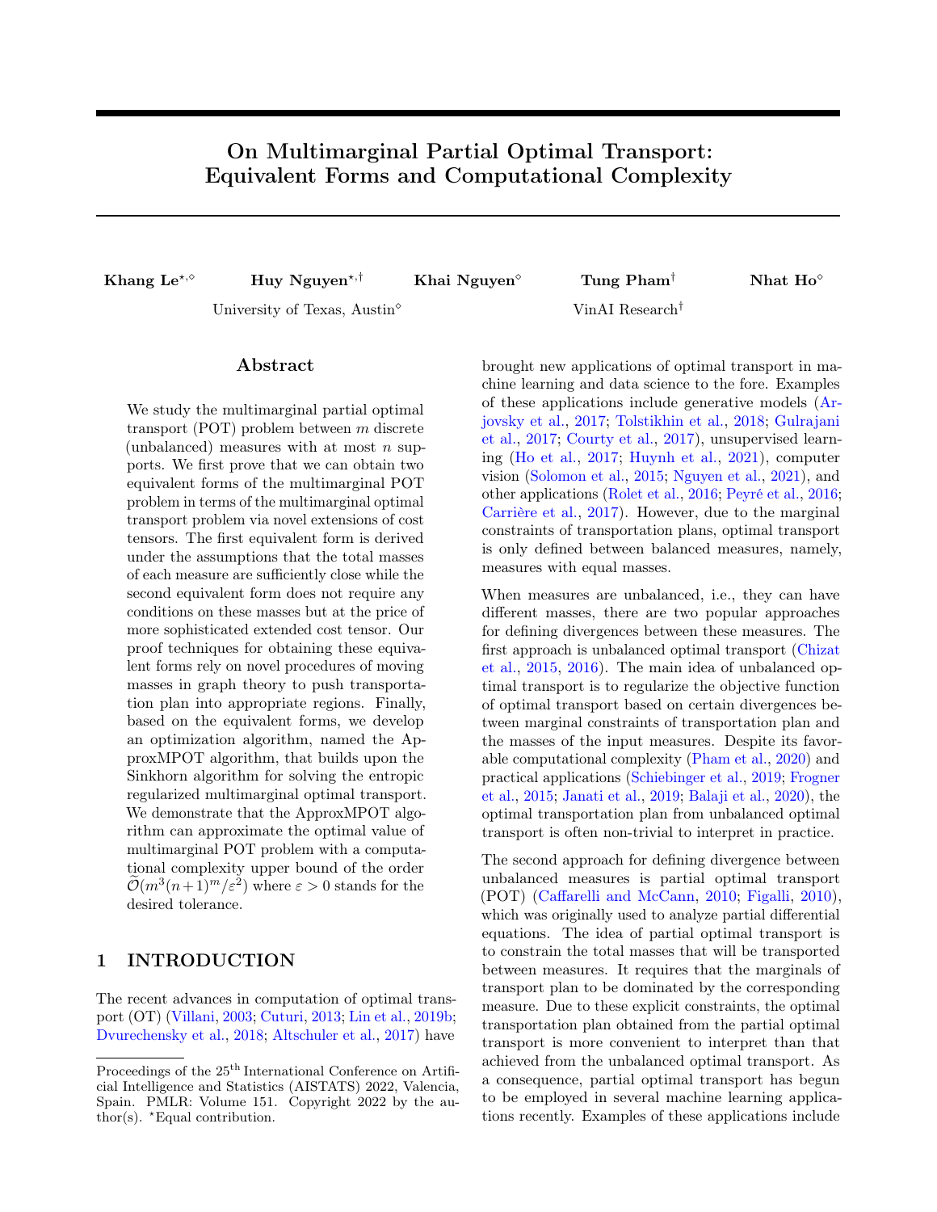# On Multimarginal Partial Optimal Transport: Equivalent Forms and Computational Complexity

**Khang Le**[⋆,◇] **Huy Nguyen**[⋆,†] **Khai Nguyen**[◇] **Tung Pham**[†] **Nhat Ho**[◇]

University of Texas, Austin[◇] VinAI Research[†]

## Abstract

We study the multimarginal partial optimal transport (POT) problem between $m$ discrete (unbalanced) measures with at most $n$ supports. We first prove that we can obtain two equivalent forms of the multimarginal POT problem in terms of the multimarginal optimal transport problem via novel extensions of cost tensors. The first equivalent form is derived under the assumptions that the total masses of each measure are sufficiently close while the second equivalent form does not require any conditions on these masses but at the price of more sophisticated extended cost tensor. Our proof techniques for obtaining these equivalent forms rely on novel procedures of moving masses in graph theory to push transportation plan into appropriate regions. Finally, based on the equivalent forms, we develop an optimization algorithm, named the ApproxMPOT algorithm, that builds upon the Sinkhorn algorithm for solving the entropic regularized multimarginal optimal transport. We demonstrate that the ApproxMPOT algorithm can approximate the optimal value of multimarginal POT problem with a computational complexity upper bound of the order $\widetilde{\mathcal{O}}(m^3(n+1)^m/\varepsilon^2)$ where $\varepsilon > 0$ stands for the desired tolerance.

## 1 INTRODUCTION

The recent advances in computation of optimal transport (OT) (Villani, 2003; Cuturi, 2013; Lin et al., 2019b; Dvurechensky et al., 2018; Altschuler et al., 2017) have brought new applications of optimal transport in machine learning and data science to the fore. Examples of these applications include generative models (Arjovsky et al., 2017; Tolstikhin et al., 2018; Gulrajani et al., 2017; Courty et al., 2017), unsupervised learning (Ho et al., 2017; Huynh et al., 2021), computer vision (Solomon et al., 2015; Nguyen et al., 2021), and other applications (Rolet et al., 2016; Peyré et al., 2016; Carrière et al., 2017). However, due to the marginal constraints of transportation plans, optimal transport is only defined between balanced measures, namely, measures with equal masses.

When measures are unbalanced, i.e., they can have different masses, there are two popular approaches for defining divergences between these measures. The first approach is unbalanced optimal transport (Chizat et al., 2015, 2016). The main idea of unbalanced optimal transport is to regularize the objective function of optimal transport based on certain divergences between marginal constraints of transportation plan and the masses of the input measures. Despite its favorable computational complexity (Pham et al., 2020) and practical applications (Schiebinger et al., 2019; Frogner et al., 2015; Janati et al., 2019; Balaji et al., 2020), the optimal transportation plan from unbalanced optimal transport is often non-trivial to interpret in practice.

The second approach for defining divergence between unbalanced measures is partial optimal transport (POT) (Caffarelli and McCann, 2010; Figalli, 2010), which was originally used to analyze partial differential equations. The idea of partial optimal transport is to constrain the total masses that will be transported between measures. It requires that the marginals of transport plan to be dominated by the corresponding measure. Due to these explicit constraints, the optimal transportation plan obtained from the partial optimal transport is more convenient to interpret than that achieved from the unbalanced optimal transport. As a consequence, partial optimal transport has begun to be employed in several machine learning applications recently. Examples of these applications include

Proceedings of the 25[th] International Conference on Artificial Intelligence and Statistics (AISTATS) 2022, Valencia, Spain. PMLR: Volume 151. Copyright 2022 by the author(s). [⋆]Equal contribution.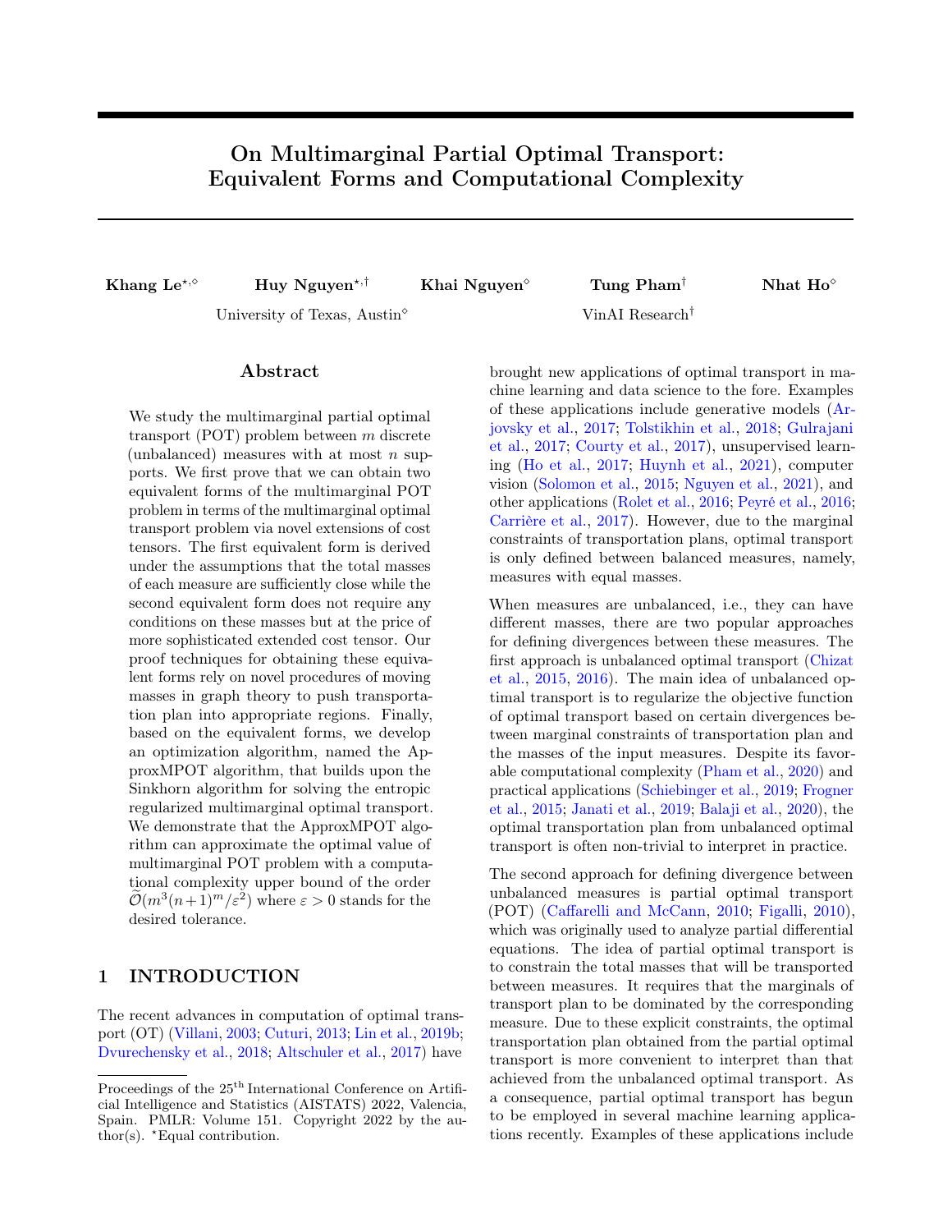# On Multimarginal Partial Optimal Transport: Equivalent Forms and Computational Complexity

**Khang Le**[⋆,◇] **Huy Nguyen**[⋆,†] **Khai Nguyen**[◇] **Tung Pham**[†] **Nhat Ho**[◇]

University of Texas, Austin[◇] VinAI Research[†]

## Abstract

We study the multimarginal partial optimal transport (POT) problem between $m$ discrete (unbalanced) measures with at most $n$ supports. We first prove that we can obtain two equivalent forms of the multimarginal POT problem in terms of the multimarginal optimal transport problem via novel extensions of cost tensors. The first equivalent form is derived under the assumptions that the total masses of each measure are sufficiently close while the second equivalent form does not require any conditions on these masses but at the price of more sophisticated extended cost tensor. Our proof techniques for obtaining these equivalent forms rely on novel procedures of moving masses in graph theory to push transportation plan into appropriate regions. Finally, based on the equivalent forms, we develop an optimization algorithm, named the ApproxMPOT algorithm, that builds upon the Sinkhorn algorithm for solving the entropic regularized multimarginal optimal transport. We demonstrate that the ApproxMPOT algorithm can approximate the optimal value of multimarginal POT problem with a computational complexity upper bound of the order $\widetilde{\mathcal{O}}(m^3(n+1)^m/\varepsilon^2)$ where $\varepsilon > 0$ stands for the desired tolerance.

## 1 INTRODUCTION

The recent advances in computation of optimal transport (OT) (Villani, 2003; Cuturi, 2013; Lin et al., 2019b; Dvurechensky et al., 2018; Altschuler et al., 2017) have brought new applications of optimal transport in machine learning and data science to the fore. Examples of these applications include generative models (Arjovsky et al., 2017; Tolstikhin et al., 2018; Gulrajani et al., 2017; Courty et al., 2017), unsupervised learning (Ho et al., 2017; Huynh et al., 2021), computer vision (Solomon et al., 2015; Nguyen et al., 2021), and other applications (Rolet et al., 2016; Peyré et al., 2016; Carrière et al., 2017). However, due to the marginal constraints of transportation plans, optimal transport is only defined between balanced measures, namely, measures with equal masses.

When measures are unbalanced, i.e., they can have different masses, there are two popular approaches for defining divergences between these measures. The first approach is unbalanced optimal transport (Chizat et al., 2015, 2016). The main idea of unbalanced optimal transport is to regularize the objective function of optimal transport based on certain divergences between marginal constraints of transportation plan and the masses of the input measures. Despite its favorable computational complexity (Pham et al., 2020) and practical applications (Schiebinger et al., 2019; Frogner et al., 2015; Janati et al., 2019; Balaji et al., 2020), the optimal transportation plan from unbalanced optimal transport is often non-trivial to interpret in practice.

The second approach for defining divergence between unbalanced measures is partial optimal transport (POT) (Caffarelli and McCann, 2010; Figalli, 2010), which was originally used to analyze partial differential equations. The idea of partial optimal transport is to constrain the total masses that will be transported between measures. It requires that the marginals of transport plan to be dominated by the corresponding measure. Due to these explicit constraints, the optimal transportation plan obtained from the partial optimal transport is more convenient to interpret than that achieved from the unbalanced optimal transport. As a consequence, partial optimal transport has begun to be employed in several machine learning applications recently. Examples of these applications include

Proceedings of the 25[th] International Conference on Artificial Intelligence and Statistics (AISTATS) 2022, Valencia, Spain. PMLR: Volume 151. Copyright 2022 by the author(s). [⋆]Equal contribution.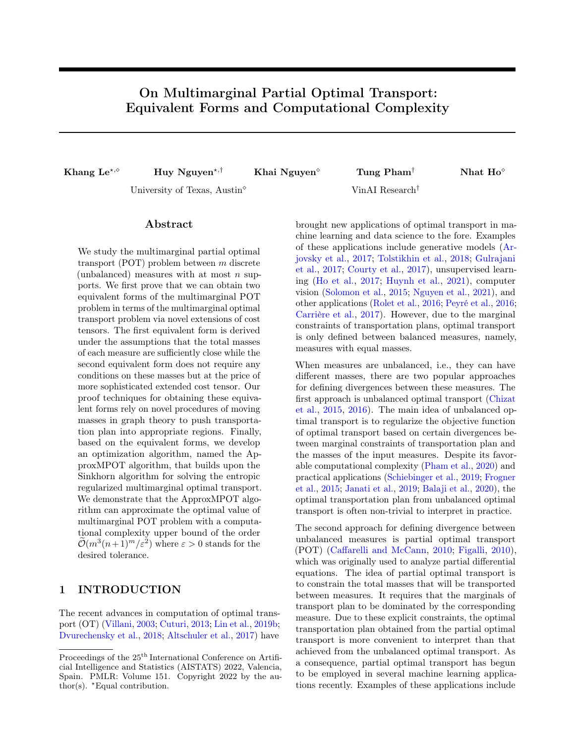# On Multimarginal Partial Optimal Transport: Equivalent Forms and Computational Complexity

**Khang Le**[⋆,⋄] **Huy Nguyen**[⋆,†] **Khai Nguyen**[⋄] **Tung Pham**[†] **Nhat Ho**[⋄]

University of Texas, Austin[⋄] VinAI Research[†]

## Abstract

We study the multimarginal partial optimal transport (POT) problem between $m$ discrete (unbalanced) measures with at most $n$ supports. We first prove that we can obtain two equivalent forms of the multimarginal POT problem in terms of the multimarginal optimal transport problem via novel extensions of cost tensors. The first equivalent form is derived under the assumptions that the total masses of each measure are sufficiently close while the second equivalent form does not require any conditions on these masses but at the price of more sophisticated extended cost tensor. Our proof techniques for obtaining these equivalent forms rely on novel procedures of moving masses in graph theory to push transportation plan into appropriate regions. Finally, based on the equivalent forms, we develop an optimization algorithm, named the ApproxMPOT algorithm, that builds upon the Sinkhorn algorithm for solving the entropic regularized multimarginal optimal transport. We demonstrate that the ApproxMPOT algorithm can approximate the optimal value of multimarginal POT problem with a computational complexity upper bound of the order $\widetilde{\mathcal{O}}(m^3(n+1)^m/\varepsilon^2)$ where $\varepsilon > 0$ stands for the desired tolerance.

## 1 INTRODUCTION

The recent advances in computation of optimal transport (OT) (Villani, 2003; Cuturi, 2013; Lin et al., 2019b; Dvurechensky et al., 2018; Altschuler et al., 2017) have brought new applications of optimal transport in machine learning and data science to the fore. Examples of these applications include generative models (Arjovsky et al., 2017; Tolstikhin et al., 2018; Gulrajani et al., 2017; Courty et al., 2017), unsupervised learning (Ho et al., 2017; Huynh et al., 2021), computer vision (Solomon et al., 2015; Nguyen et al., 2021), and other applications (Rolet et al., 2016; Peyré et al., 2016; Carrière et al., 2017). However, due to the marginal constraints of transportation plans, optimal transport is only defined between balanced measures, namely, measures with equal masses.

When measures are unbalanced, i.e., they can have different masses, there are two popular approaches for defining divergences between these measures. The first approach is unbalanced optimal transport (Chizat et al., 2015, 2016). The main idea of unbalanced optimal transport is to regularize the objective function of optimal transport based on certain divergences between marginal constraints of transportation plan and the masses of the input measures. Despite its favorable computational complexity (Pham et al., 2020) and practical applications (Schiebinger et al., 2019; Frogner et al., 2015; Janati et al., 2019; Balaji et al., 2020), the optimal transportation plan from unbalanced optimal transport is often non-trivial to interpret in practice.

The second approach for defining divergence between unbalanced measures is partial optimal transport (POT) (Caffarelli and McCann, 2010; Figalli, 2010), which was originally used to analyze partial differential equations. The idea of partial optimal transport is to constrain the total masses that will be transported between measures. It requires that the marginals of transport plan to be dominated by the corresponding measure. Due to these explicit constraints, the optimal transportation plan obtained from the partial optimal transport is more convenient to interpret than that achieved from the unbalanced optimal transport. As a consequence, partial optimal transport has begun to be employed in several machine learning applications recently. Examples of these applications include

---

Proceedings of the 25[th] International Conference on Artificial Intelligence and Statistics (AISTATS) 2022, Valencia, Spain. PMLR: Volume 151. Copyright 2022 by the author(s). ⋆Equal contribution.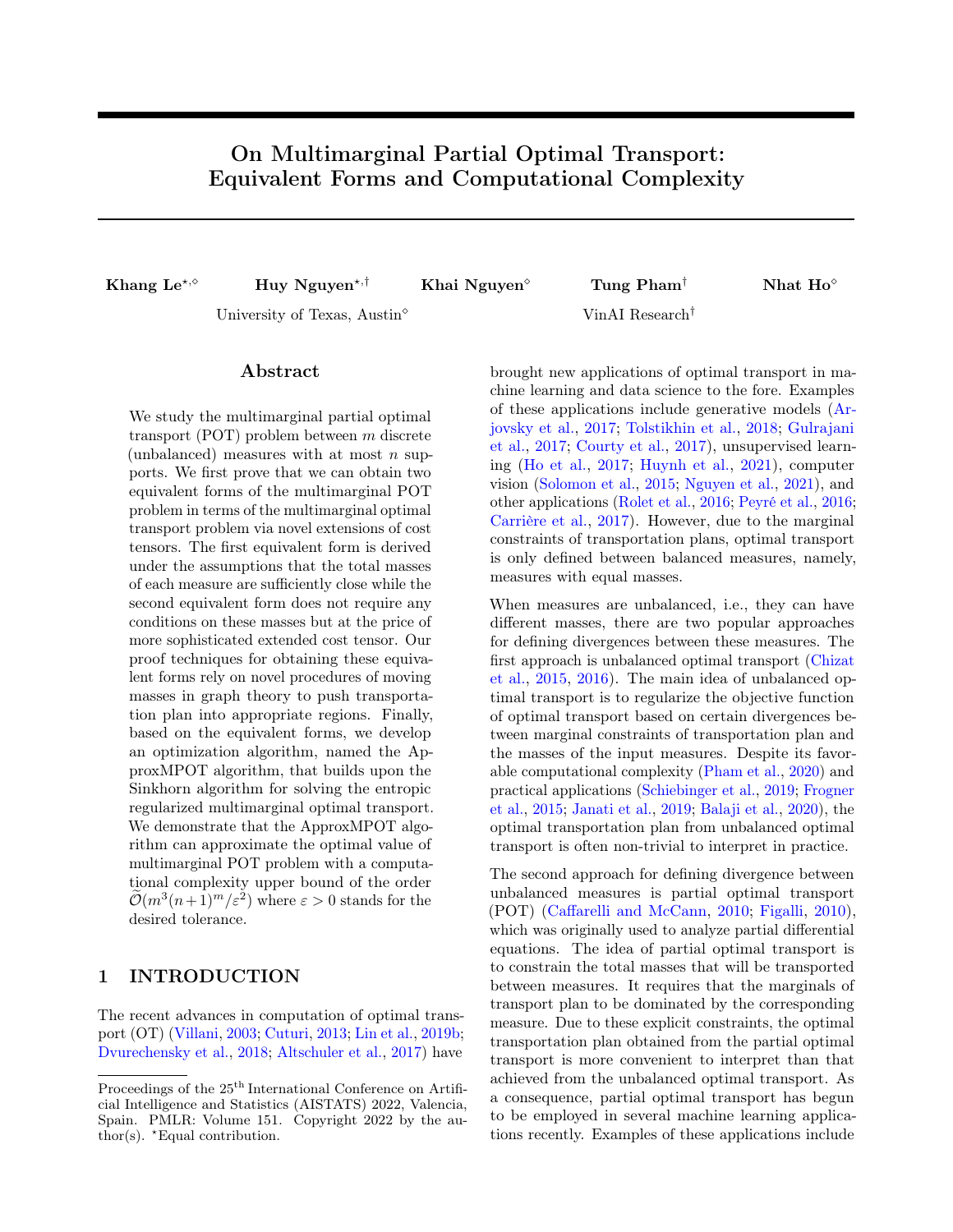# On Multimarginal Partial Optimal Transport: Equivalent Forms and Computational Complexity

**Khang Le**[⋆,⋄] **Huy Nguyen**[⋆,†] **Khai Nguyen**[⋄] **Tung Pham**[†] **Nhat Ho**[⋄]

University of Texas, Austin[⋄] VinAI Research[†]

## Abstract

We study the multimarginal partial optimal transport (POT) problem between $m$ discrete (unbalanced) measures with at most $n$ supports. We first prove that we can obtain two equivalent forms of the multimarginal POT problem in terms of the multimarginal optimal transport problem via novel extensions of cost tensors. The first equivalent form is derived under the assumptions that the total masses of each measure are sufficiently close while the second equivalent form does not require any conditions on these masses but at the price of more sophisticated extended cost tensor. Our proof techniques for obtaining these equivalent forms rely on novel procedures of moving masses in graph theory to push transportation plan into appropriate regions. Finally, based on the equivalent forms, we develop an optimization algorithm, named the ApproxMPOT algorithm, that builds upon the Sinkhorn algorithm for solving the entropic regularized multimarginal optimal transport. We demonstrate that the ApproxMPOT algorithm can approximate the optimal value of multimarginal POT problem with a computational complexity upper bound of the order $\widetilde{\mathcal{O}}(m^3(n+1)^m/\varepsilon^2)$ where $\varepsilon > 0$ stands for the desired tolerance.

## 1 INTRODUCTION

The recent advances in computation of optimal transport (OT) (Villani, 2003; Cuturi, 2013; Lin et al., 2019b; Dvurechensky et al., 2018; Altschuler et al., 2017) have brought new applications of optimal transport in machine learning and data science to the fore. Examples of these applications include generative models (Arjovsky et al., 2017; Tolstikhin et al., 2018; Gulrajani et al., 2017; Courty et al., 2017), unsupervised learning (Ho et al., 2017; Huynh et al., 2021), computer vision (Solomon et al., 2015; Nguyen et al., 2021), and other applications (Rolet et al., 2016; Peyré et al., 2016; Carrière et al., 2017). However, due to the marginal constraints of transportation plans, optimal transport is only defined between balanced measures, namely, measures with equal masses.

When measures are unbalanced, i.e., they can have different masses, there are two popular approaches for defining divergences between these measures. The first approach is unbalanced optimal transport (Chizat et al., 2015, 2016). The main idea of unbalanced optimal transport is to regularize the objective function of optimal transport based on certain divergences between marginal constraints of transportation plan and the masses of the input measures. Despite its favorable computational complexity (Pham et al., 2020) and practical applications (Schiebinger et al., 2019; Frogner et al., 2015; Janati et al., 2019; Balaji et al., 2020), the optimal transportation plan from unbalanced optimal transport is often non-trivial to interpret in practice.

The second approach for defining divergence between unbalanced measures is partial optimal transport (POT) (Caffarelli and McCann, 2010; Figalli, 2010), which was originally used to analyze partial differential equations. The idea of partial optimal transport is to constrain the total masses that will be transported between measures. It requires that the marginals of transport plan to be dominated by the corresponding measure. Due to these explicit constraints, the optimal transportation plan obtained from the partial optimal transport is more convenient to interpret than that achieved from the unbalanced optimal transport. As a consequence, partial optimal transport has begun to be employed in several machine learning applications recently. Examples of these applications include

Proceedings of the 25[th] International Conference on Artificial Intelligence and Statistics (AISTATS) 2022, Valencia, Spain. PMLR: Volume 151. Copyright 2022 by the author(s). ⋆Equal contribution.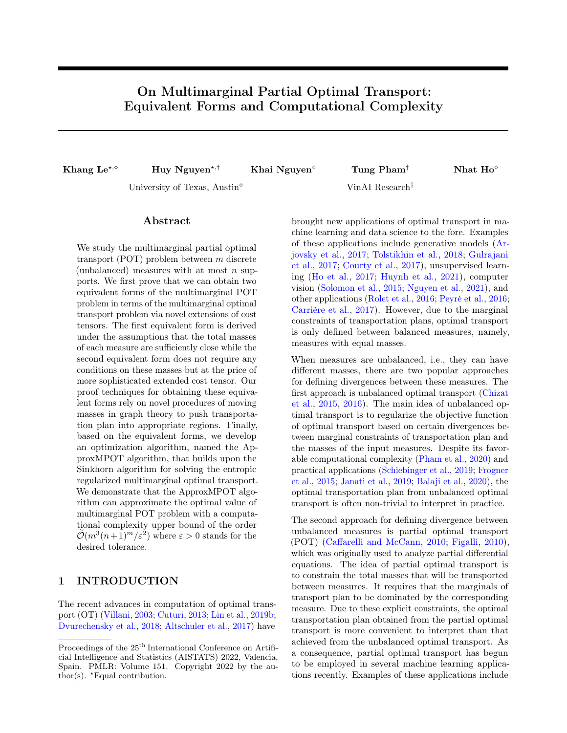# On Multimarginal Partial Optimal Transport: Equivalent Forms and Computational Complexity

**Khang Le**[⋆,⋄] **Huy Nguyen**[⋆,†] **Khai Nguyen**[⋄] **Tung Pham**[†] **Nhat Ho**[⋄]

University of Texas, Austin[⋄] VinAI Research[†]

## Abstract

We study the multimarginal partial optimal transport (POT) problem between $m$ discrete (unbalanced) measures with at most $n$ supports. We first prove that we can obtain two equivalent forms of the multimarginal POT problem in terms of the multimarginal optimal transport problem via novel extensions of cost tensors. The first equivalent form is derived under the assumptions that the total masses of each measure are sufficiently close while the second equivalent form does not require any conditions on these masses but at the price of more sophisticated extended cost tensor. Our proof techniques for obtaining these equivalent forms rely on novel procedures of moving masses in graph theory to push transportation plan into appropriate regions. Finally, based on the equivalent forms, we develop an optimization algorithm, named the ApproxMPOT algorithm, that builds upon the Sinkhorn algorithm for solving the entropic regularized multimarginal optimal transport. We demonstrate that the ApproxMPOT algorithm can approximate the optimal value of multimarginal POT problem with a computational complexity upper bound of the order $\widetilde{\mathcal{O}}(m^3(n+1)^m/\varepsilon^2)$ where $\varepsilon > 0$ stands for the desired tolerance.

## 1 INTRODUCTION

The recent advances in computation of optimal transport (OT) (Villani, 2003; Cuturi, 2013; Lin et al., 2019b; Dvurechensky et al., 2018; Altschuler et al., 2017) have brought new applications of optimal transport in machine learning and data science to the fore. Examples of these applications include generative models (Arjovsky et al., 2017; Tolstikhin et al., 2018; Gulrajani et al., 2017; Courty et al., 2017), unsupervised learning (Ho et al., 2017; Huynh et al., 2021), computer vision (Solomon et al., 2015; Nguyen et al., 2021), and other applications (Rolet et al., 2016; Peyré et al., 2016; Carrière et al., 2017). However, due to the marginal constraints of transportation plans, optimal transport is only defined between balanced measures, namely, measures with equal masses.

When measures are unbalanced, i.e., they can have different masses, there are two popular approaches for defining divergences between these measures. The first approach is unbalanced optimal transport (Chizat et al., 2015, 2016). The main idea of unbalanced optimal transport is to regularize the objective function of optimal transport based on certain divergences between marginal constraints of transportation plan and the masses of the input measures. Despite its favorable computational complexity (Pham et al., 2020) and practical applications (Schiebinger et al., 2019; Frogner et al., 2015; Janati et al., 2019; Balaji et al., 2020), the optimal transportation plan from unbalanced optimal transport is often non-trivial to interpret in practice.

The second approach for defining divergence between unbalanced measures is partial optimal transport (POT) (Caffarelli and McCann, 2010; Figalli, 2010), which was originally used to analyze partial differential equations. The idea of partial optimal transport is to constrain the total masses that will be transported between measures. It requires that the marginals of transport plan to be dominated by the corresponding measure. Due to these explicit constraints, the optimal transportation plan obtained from the partial optimal transport is more convenient to interpret than that achieved from the unbalanced optimal transport. As a consequence, partial optimal transport has begun to be employed in several machine learning applications recently. Examples of these applications include

Proceedings of the 25[th] International Conference on Artificial Intelligence and Statistics (AISTATS) 2022, Valencia, Spain. PMLR: Volume 151. Copyright 2022 by the author(s). [⋆]Equal contribution.